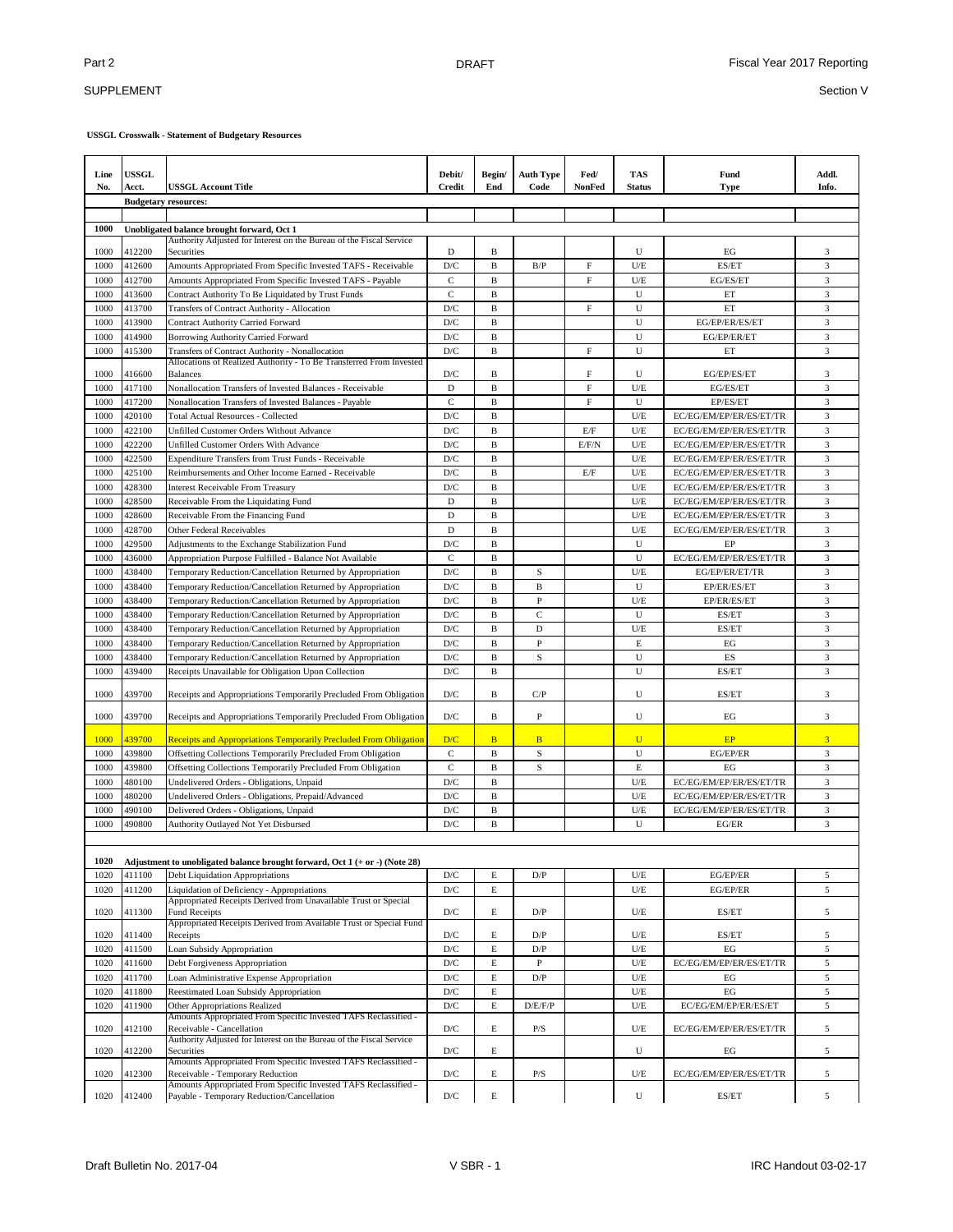**USSGL Crosswalk - Statement of Budgetary Resources**

| Line No. | USSGL Acct. | USSGL Account Title | Debit/ Credit | Begin/ End | Auth Type Code | Fed/ NonFed | TAS Status | Fund Type | Addl. Info. |
|---|---|---|---|---|---|---|---|---|---|
| | **Budgetary resources:** | | | | | | | | |
| | | | | | | | | | |
| **1000** | **Unobligated balance brought forward, Oct 1** | | | | | | | | |
| 1000 | 412200 | Authority Adjusted for Interest on the Bureau of the Fiscal Service Securities | D | B | | | U | EG | 3 |
| 1000 | 412600 | Amounts Appropriated From Specific Invested TAFS - Receivable | D/C | B | B/P | F | U/E | ES/ET | 3 |
| 1000 | 412700 | Amounts Appropriated From Specific Invested TAFS - Payable | C | B | | F | U/E | EG/ES/ET | 3 |
| 1000 | 413600 | Contract Authority To Be Liquidated by Trust Funds | C | B | | | U | ET | 3 |
| 1000 | 413700 | Transfers of Contract Authority - Allocation | D/C | B | | F | U | ET | 3 |
| 1000 | 413900 | Contract Authority Carried Forward | D/C | B | | | U | EG/EP/ES/ET | 3 |
| 1000 | 414900 | Borrowing Authority Carried Forward | D/C | B | | | U | EG/EP/ER/ET | 3 |
| 1000 | 415300 | Transfers of Contract Authority - Nonallocation | D/C | B | | F | U | ET | 3 |
| 1000 | 416600 | Allocations of Realized Authority - To Be Transferred From Invested Balances | D/C | B | | F | U | EG/EP/ES/ET | 3 |
| 1000 | 417100 | Nonallocation Transfers of Invested Balances - Receivable | D | B | | F | U/E | EG/ES/ET | 3 |
| 1000 | 417200 | Nonallocation Transfers of Invested Balances - Payable | C | B | | F | U | EP/ES/ET | 3 |
| 1000 | 420100 | Total Actual Resources - Collected | D/C | B | | | U/E | EC/EG/EM/EP/ER/ES/ET/TR | 3 |
| 1000 | 422100 | Unfilled Customer Orders Without Advance | D/C | B | | E/F | U/E | EC/EG/EM/EP/ER/ES/ET/TR | 3 |
| 1000 | 422200 | Unfilled Customer Orders With Advance | D/C | B | | E/F/N | U/E | EC/EG/EM/EP/ER/ES/ET/TR | 3 |
| 1000 | 422500 | Expenditure Transfers from Trust Funds - Receivable | D/C | B | | | U/E | EC/EG/EM/EP/ER/ES/ET/TR | 3 |
| 1000 | 425100 | Reimbursements and Other Income Earned - Receivable | D/C | B | | E/F | U/E | EC/EG/EM/EP/ER/ES/ET/TR | 3 |
| 1000 | 428300 | Interest Receivable From Treasury | D/C | B | | | U/E | EC/EG/EM/EP/ER/ES/ET/TR | 3 |
| 1000 | 428500 | Receivable From the Liquidating Fund | D | B | | | U/E | EC/EG/EM/EP/ER/ES/ET/TR | 3 |
| 1000 | 428600 | Receivable From the Financing Fund | D | B | | | U/E | EC/EG/EM/EP/ER/ES/ET/TR | 3 |
| 1000 | 428700 | Other Federal Receivables | D | B | | | U/E | EC/EG/EM/EP/ER/ES/ET/TR | 3 |
| 1000 | 429500 | Adjustments to the Exchange Stabilization Fund | D/C | B | | | U | EP | 3 |
| 1000 | 436000 | Appropriation Purpose Fulfilled - Balance Not Available | C | B | | | U | EC/EG/EM/EP/ER/ES/ET/TR | 3 |
| 1000 | 438400 | Temporary Reduction/Cancellation Returned by Appropriation | D/C | B | S | | U/E | EG/EP/ER/ET/TR | 3 |
| 1000 | 438400 | Temporary Reduction/Cancellation Returned by Appropriation | D/C | B | B | | U | EP/ER/ES/ET | 3 |
| 1000 | 438400 | Temporary Reduction/Cancellation Returned by Appropriation | D/C | B | P | | U/E | EP/ER/ES/ET | 3 |
| 1000 | 438400 | Temporary Reduction/Cancellation Returned by Appropriation | D/C | B | C | | U | ES/ET | 3 |
| 1000 | 438400 | Temporary Reduction/Cancellation Returned by Appropriation | D/C | B | D | | U/E | ES/ET | 3 |
| 1000 | 438400 | Temporary Reduction/Cancellation Returned by Appropriation | D/C | B | P | | E | EG | 3 |
| 1000 | 438400 | Temporary Reduction/Cancellation Returned by Appropriation | D/C | B | S | | U | ES | 3 |
| 1000 | 439400 | Receipts Unavailable for Obligation Upon Collection | D/C | B | | | U | ES/ET | 3 |
| 1000 | 439700 | Receipts and Appropriations Temporarily Precluded From Obligation | D/C | B | C/P | | U | ES/ET | 3 |
| 1000 | 439700 | Receipts and Appropriations Temporarily Precluded From Obligation | D/C | B | P | | U | EG | 3 |
| 1000 | 439700 | Receipts and Appropriations Temporarily Precluded From Obligation | D/C | B | B | | U | EP | 3 |
| 1000 | 439800 | Offsetting Collections Temporarily Precluded From Obligation | C | B | S | | U | EG/EP/ER | 3 |
| 1000 | 439800 | Offsetting Collections Temporarily Precluded From Obligation | C | B | S | | E | EG | 3 |
| 1000 | 480100 | Undelivered Orders - Obligations, Unpaid | D/C | B | | | U/E | EC/EG/EM/EP/ER/ES/ET/TR | 3 |
| 1000 | 480200 | Undelivered Orders - Obligations, Prepaid/Advanced | D/C | B | | | U/E | EC/EG/EM/EP/ER/ES/ET/TR | 3 |
| 1000 | 490100 | Delivered Orders - Obligations, Unpaid | D/C | B | | | U/E | EC/EG/EM/EP/ER/ES/ET/TR | 3 |
| 1000 | 490800 | Authority Outlayed Not Yet Disbursed | D/C | B | | | U | EG/ER | 3 |
| | | | | | | | | | |
| **1020** | **Adjustment to unobligated balance brought forward, Oct 1 (+ or -) (Note 28)** | | | | | | | | |
| 1020 | 411100 | Debt Liquidation Appropriations | D/C | E | D/P | | U/E | EG/EP/ER | 5 |
| 1020 | 411200 | Liquidation of Deficiency - Appropriations | D/C | E | | | U/E | EG/EP/ER | 5 |
| 1020 | 411300 | Appropriated Receipts Derived from Unavailable Trust or Special Fund Receipts | D/C | E | D/P | | U/E | ES/ET | 5 |
| 1020 | 411400 | Appropriated Receipts Derived from Available Trust or Special Fund Receipts | D/C | E | D/P | | U/E | ES/ET | 5 |
| 1020 | 411500 | Loan Subsidy Appropriation | D/C | E | D/P | | U/E | EG | 5 |
| 1020 | 411600 | Debt Forgiveness Appropriation | D/C | E | P | | U/E | EC/EG/EM/EP/ER/ES/ET/TR | 5 |
| 1020 | 411700 | Loan Administrative Expense Appropriation | D/C | E | D/P | | U/E | EG | 5 |
| 1020 | 411800 | Reestimated Loan Subsidy Appropriation | D/C | E | | | U/E | EG | 5 |
| 1020 | 411900 | Other Appropriations Realized | D/C | E | D/E/F/P | | U/E | EC/EG/EM/EP/ER/ES/ET | 5 |
| 1020 | 412100 | Amounts Appropriated From Specific Invested TAFS Reclassified - Receivable - Cancellation | D/C | E | P/S | | U/E | EC/EG/EM/EP/ER/ES/ET/TR | 5 |
| 1020 | 412200 | Authority Adjusted for Interest on the Bureau of the Fiscal Service Securities | D/C | E | | | U | EG | 5 |
| 1020 | 412300 | Amounts Appropriated From Specific Invested TAFS Reclassified - Receivable - Temporary Reduction | D/C | E | P/S | | U/E | EC/EG/EM/EP/ER/ES/ET/TR | 5 |
| 1020 | 412400 | Amounts Appropriated From Specific Invested TAFS Reclassified - Payable - Temporary Reduction/Cancellation | D/C | E | | | U | ES/ET | 5 |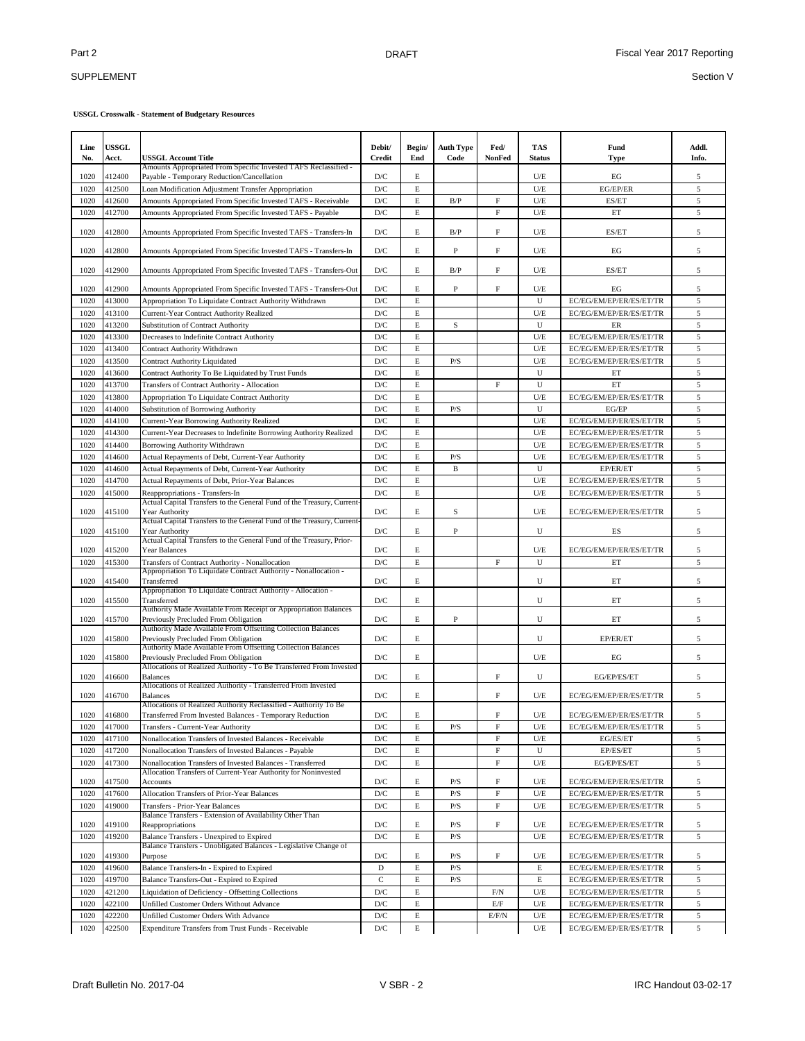**USSGL Crosswalk - Statement of Budgetary Resources**

| Line No. | USSGL Acct. | USSGL Account Title | Debit/ Credit | Begin/ End | Auth Type Code | Fed/ NonFed | TAS Status | Fund Type | Addl. Info. |
|---|---|---|---|---|---|---|---|---|---|
| 1020 | 412400 | Amounts Appropriated From Specific Invested TAFS Reclassified - Payable - Temporary Reduction/Cancellation | D/C | E | | | U/E | EG | 5 |
| 1020 | 412500 | Loan Modification Adjustment Transfer Appropriation | D/C | E | | | U/E | EG/EP/ER | 5 |
| 1020 | 412600 | Amounts Appropriated From Specific Invested TAFS - Receivable | D/C | E | B/P | F | U/E | ES/ET | 5 |
| 1020 | 412700 | Amounts Appropriated From Specific Invested TAFS - Payable | D/C | E | | F | U/E | ET | 5 |
| 1020 | 412800 | Amounts Appropriated From Specific Invested TAFS - Transfers-In | D/C | E | B/P | F | U/E | ES/ET | 5 |
| 1020 | 412800 | Amounts Appropriated From Specific Invested TAFS - Transfers-In | D/C | E | P | F | U/E | EG | 5 |
| 1020 | 412900 | Amounts Appropriated From Specific Invested TAFS - Transfers-Out | D/C | E | B/P | F | U/E | ES/ET | 5 |
| 1020 | 412900 | Amounts Appropriated From Specific Invested TAFS - Transfers-Out | D/C | E | P | F | U/E | EG | 5 |
| 1020 | 413000 | Appropriation To Liquidate Contract Authority Withdrawn | D/C | E | | | U | EC/EG/EM/EP/ER/ES/ET/TR | 5 |
| 1020 | 413100 | Current-Year Contract Authority Realized | D/C | E | | | U/E | EC/EG/EM/EP/ER/ES/ET/TR | 5 |
| 1020 | 413200 | Substitution of Contract Authority | D/C | E | S | | U | ER | 5 |
| 1020 | 413300 | Decreases to Indefinite Contract Authority | D/C | E | | | U/E | EC/EG/EM/EP/ER/ES/ET/TR | 5 |
| 1020 | 413400 | Contract Authority Withdrawn | D/C | E | | | U/E | EC/EG/EM/EP/ER/ES/ET/TR | 5 |
| 1020 | 413500 | Contract Authority Liquidated | D/C | E | P/S | | U/E | EC/EG/EM/EP/ER/ES/ET/TR | 5 |
| 1020 | 413600 | Contract Authority To Be Liquidated by Trust Funds | D/C | E | | | U | ET | 5 |
| 1020 | 413700 | Transfers of Contract Authority - Allocation | D/C | E | | F | U | ET | 5 |
| 1020 | 413800 | Appropriation To Liquidate Contract Authority | D/C | E | | | U/E | EC/EG/EM/EP/ER/ES/ET/TR | 5 |
| 1020 | 414000 | Substitution of Borrowing Authority | D/C | E | P/S | | U | EG/EP | 5 |
| 1020 | 414100 | Current-Year Borrowing Authority Realized | D/C | E | | | U/E | EC/EG/EM/EP/ER/ES/ET/TR | 5 |
| 1020 | 414300 | Current-Year Decreases to Indefinite Borrowing Authority Realized | D/C | E | | | U/E | EC/EG/EM/EP/ER/ES/ET/TR | 5 |
| 1020 | 414400 | Borrowing Authority Withdrawn | D/C | E | | | U/E | EC/EG/EM/EP/ER/ES/ET/TR | 5 |
| 1020 | 414600 | Actual Repayments of Debt, Current-Year Authority | D/C | E | P/S | | U/E | EC/EG/EM/EP/ER/ES/ET/TR | 5 |
| 1020 | 414600 | Actual Repayments of Debt, Current-Year Authority | D/C | E | B | | U | EP/ER/ET | 5 |
| 1020 | 414700 | Actual Repayments of Debt, Prior-Year Balances | D/C | E | | | U/E | EC/EG/EM/EP/ER/ES/ET/TR | 5 |
| 1020 | 415000 | Reappropriations - Transfers-In | D/C | E | | | U/E | EC/EG/EM/EP/ER/ES/ET/TR | 5 |
| 1020 | 415100 | Actual Capital Transfers to the General Fund of the Treasury, Current-Year Authority | D/C | E | S | | U/E | EC/EG/EM/EP/ER/ES/ET/TR | 5 |
| 1020 | 415100 | Actual Capital Transfers to the General Fund of the Treasury, Current-Year Authority | D/C | E | P | | U | ES | 5 |
| 1020 | 415200 | Actual Capital Transfers to the General Fund of the Treasury, Prior-Year Balances | D/C | E | | | U/E | EC/EG/EM/EP/ER/ES/ET/TR | 5 |
| 1020 | 415300 | Transfers of Contract Authority - Nonallocation | D/C | E | | F | U | ET | 5 |
| 1020 | 415400 | Appropriation To Liquidate Contract Authority - Nonallocation - Transferred | D/C | E | | | U | ET | 5 |
| 1020 | 415500 | Appropriation To Liquidate Contract Authority - Allocation - Transferred | D/C | E | | | U | ET | 5 |
| 1020 | 415700 | Authority Made Available From Receipt or Appropriation Balances Previously Precluded From Obligation | D/C | E | P | | U | ET | 5 |
| 1020 | 415800 | Authority Made Available From Offsetting Collection Balances Previously Precluded From Obligation | D/C | E | | | U | EP/ER/ET | 5 |
| 1020 | 415800 | Authority Made Available From Offsetting Collection Balances Previously Precluded From Obligation | D/C | E | | | U/E | EG | 5 |
| 1020 | 416600 | Allocations of Realized Authority - To Be Transferred From Invested Balances | D/C | E | | F | U | EG/EP/ES/ET | 5 |
| 1020 | 416700 | Allocations of Realized Authority - Transferred From Invested Balances | D/C | E | | F | U/E | EC/EG/EM/EP/ER/ES/ET/TR | 5 |
| 1020 | 416800 | Allocations of Realized Authority Reclassified - Authority To Be Transferred From Invested Balances - Temporary Reduction | D/C | E | | F | U/E | EC/EG/EM/EP/ER/ES/ET/TR | 5 |
| 1020 | 417000 | Transfers - Current-Year Authority | D/C | E | P/S | F | U/E | EC/EG/EM/EP/ER/ES/ET/TR | 5 |
| 1020 | 417100 | Nonallocation Transfers of Invested Balances - Receivable | D/C | E | | F | U/E | EG/ES/ET | 5 |
| 1020 | 417200 | Nonallocation Transfers of Invested Balances - Payable | D/C | E | | F | U | EP/ES/ET | 5 |
| 1020 | 417300 | Nonallocation Transfers of Invested Balances - Transferred | D/C | E | | F | U/E | EG/EP/ES/ET | 5 |
| 1020 | 417500 | Allocation Transfers of Current-Year Authority for Noninvested Accounts | D/C | E | P/S | F | U/E | EC/EG/EM/EP/ER/ES/ET/TR | 5 |
| 1020 | 417600 | Allocation Transfers of Prior-Year Balances | D/C | E | P/S | F | U/E | EC/EG/EM/EP/ER/ES/ET/TR | 5 |
| 1020 | 419000 | Transfers - Prior-Year Balances | D/C | E | P/S | F | U/E | EC/EG/EM/EP/ER/ES/ET/TR | 5 |
| 1020 | 419100 | Balance Transfers - Extension of Availability Other Than Reappropriations | D/C | E | P/S | F | U/E | EC/EG/EM/EP/ER/ES/ET/TR | 5 |
| 1020 | 419200 | Balance Transfers - Unexpired to Expired | D/C | E | P/S | | U/E | EC/EG/EM/EP/ER/ES/ET/TR | 5 |
| 1020 | 419300 | Balance Transfers - Unobligated Balances - Legislative Change of Purpose | D/C | E | P/S | F | U/E | EC/EG/EM/EP/ER/ES/ET/TR | 5 |
| 1020 | 419600 | Balance Transfers-In - Expired to Expired | D | E | P/S | | E | EC/EG/EM/EP/ER/ES/ET/TR | 5 |
| 1020 | 419700 | Balance Transfers-Out - Expired to Expired | C | E | P/S | | E | EC/EG/EM/EP/ER/ES/ET/TR | 5 |
| 1020 | 421200 | Liquidation of Deficiency - Offsetting Collections | D/C | E | | F/N | U/E | EC/EG/EM/EP/ER/ES/ET/TR | 5 |
| 1020 | 422100 | Unfilled Customer Orders Without Advance | D/C | E | | E/F | U/E | EC/EG/EM/EP/ER/ES/ET/TR | 5 |
| 1020 | 422200 | Unfilled Customer Orders With Advance | D/C | E | | E/F/N | U/E | EC/EG/EM/EP/ER/ES/ET/TR | 5 |
| 1020 | 422500 | Expenditure Transfers from Trust Funds - Receivable | D/C | E | | | U/E | EC/EG/EM/EP/ER/ES/ET/TR | 5 |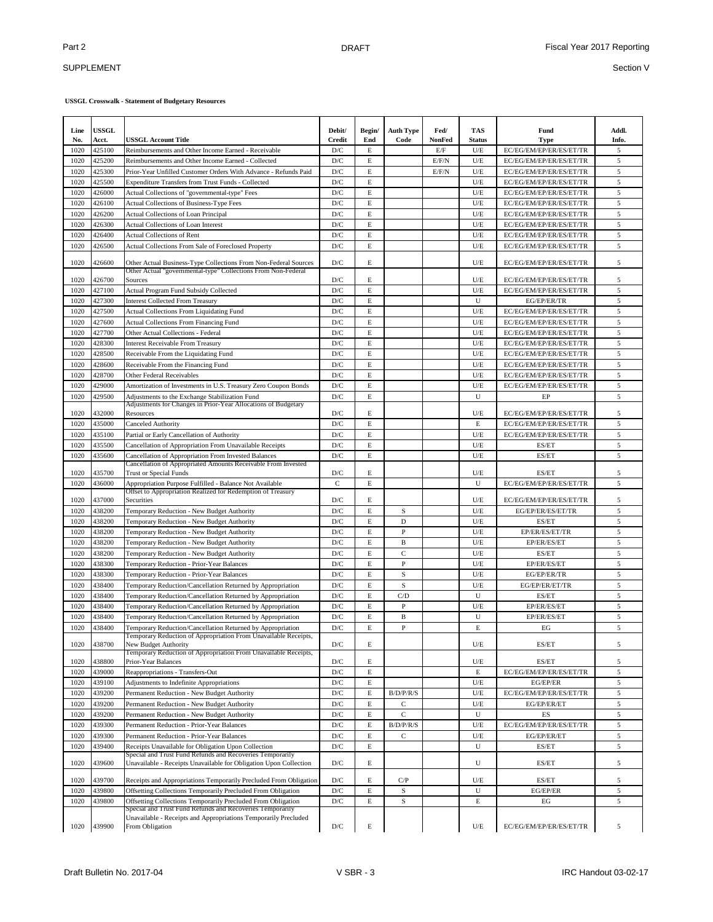**USSGL Crosswalk - Statement of Budgetary Resources**

| Line No. | USSGL Acct. | USSGL Account Title | Debit/ Credit | Begin/ End | Auth Type Code | Fed/ NonFed | TAS Status | Fund Type | Addl. Info. |
|---|---|---|---|---|---|---|---|---|---|
| 1020 | 425100 | Reimbursements and Other Income Earned - Receivable | D/C | E | | E/F | U/E | EC/EG/EM/EP/ER/ES/ET/TR | 5 |
| 1020 | 425200 | Reimbursements and Other Income Earned - Collected | D/C | E | | E/F/N | U/E | EC/EG/EM/EP/ER/ES/ET/TR | 5 |
| 1020 | 425300 | Prior-Year Unfilled Customer Orders With Advance - Refunds Paid | D/C | E | | E/F/N | U/E | EC/EG/EM/EP/ER/ES/ET/TR | 5 |
| 1020 | 425500 | Expenditure Transfers from Trust Funds - Collected | D/C | E | | | U/E | EC/EG/EM/EP/ER/ES/ET/TR | 5 |
| 1020 | 426000 | Actual Collections of "governmental-type" Fees | D/C | E | | | U/E | EC/EG/EM/EP/ER/ES/ET/TR | 5 |
| 1020 | 426100 | Actual Collections of Business-Type Fees | D/C | E | | | U/E | EC/EG/EM/EP/ER/ES/ET/TR | 5 |
| 1020 | 426200 | Actual Collections of Loan Principal | D/C | E | | | U/E | EC/EG/EM/EP/ER/ES/ET/TR | 5 |
| 1020 | 426300 | Actual Collections of Loan Interest | D/C | E | | | U/E | EC/EG/EM/EP/ER/ES/ET/TR | 5 |
| 1020 | 426400 | Actual Collections of Rent | D/C | E | | | U/E | EC/EG/EM/EP/ER/ES/ET/TR | 5 |
| 1020 | 426500 | Actual Collections From Sale of Foreclosed Property | D/C | E | | | U/E | EC/EG/EM/EP/ER/ES/ET/TR | 5 |
| 1020 | 426600 | Other Actual Business-Type Collections From Non-Federal Sources | D/C | E | | | U/E | EC/EG/EM/EP/ER/ES/ET/TR | 5 |
| 1020 | 426700 | Other Actual "governmental-type" Collections From Non-Federal Sources | D/C | E | | | U/E | EC/EG/EM/EP/ER/ES/ET/TR | 5 |
| 1020 | 427100 | Actual Program Fund Subsidy Collected | D/C | E | | | U/E | EC/EG/EM/EP/ER/ES/ET/TR | 5 |
| 1020 | 427300 | Interest Collected From Treasury | D/C | E | | | U | EG/EP/ER/TR | 5 |
| 1020 | 427500 | Actual Collections From Liquidating Fund | D/C | E | | | U/E | EC/EG/EM/EP/ER/ES/ET/TR | 5 |
| 1020 | 427600 | Actual Collections From Financing Fund | D/C | E | | | U/E | EC/EG/EM/EP/ER/ES/ET/TR | 5 |
| 1020 | 427700 | Other Actual Collections - Federal | D/C | E | | | U/E | EC/EG/EM/EP/ER/ES/ET/TR | 5 |
| 1020 | 428300 | Interest Receivable From Treasury | D/C | E | | | U/E | EC/EG/EM/EP/ER/ES/ET/TR | 5 |
| 1020 | 428500 | Receivable From the Liquidating Fund | D/C | E | | | U/E | EC/EG/EM/EP/ER/ES/ET/TR | 5 |
| 1020 | 428600 | Receivable From the Financing Fund | D/C | E | | | U/E | EC/EG/EM/EP/ER/ES/ET/TR | 5 |
| 1020 | 428700 | Other Federal Receivables | D/C | E | | | U/E | EC/EG/EM/EP/ER/ES/ET/TR | 5 |
| 1020 | 429000 | Amortization of Investments in U.S. Treasury Zero Coupon Bonds | D/C | E | | | U/E | EC/EG/EM/EP/ER/ES/ET/TR | 5 |
| 1020 | 429500 | Adjustments to the Exchange Stabilization Fund | D/C | E | | | U | EP | 5 |
| 1020 | 432000 | Adjustments for Changes in Prior-Year Allocations of Budgetary Resources | D/C | E | | | U/E | EC/EG/EM/EP/ER/ES/ET/TR | 5 |
| 1020 | 435000 | Canceled Authority | D/C | E | | | E | EC/EG/EM/EP/ER/ES/ET/TR | 5 |
| 1020 | 435100 | Partial or Early Cancellation of Authority | D/C | E | | | U/E | EC/EG/EM/EP/ER/ES/ET/TR | 5 |
| 1020 | 435500 | Cancellation of Appropriation From Unavailable Receipts | D/C | E | | | U/E | ES/ET | 5 |
| 1020 | 435600 | Cancellation of Appropriation From Invested Balances | D/C | E | | | U/E | ES/ET | 5 |
| 1020 | 435700 | Cancellation of Appropriated Amounts Receivable From Invested Trust or Special Funds | D/C | E | | | U/E | ES/ET | 5 |
| 1020 | 436000 | Appropriation Purpose Fulfilled - Balance Not Available | C | E | | | U | EC/EG/EM/EP/ER/ES/ET/TR | 5 |
| 1020 | 437000 | Offset to Appropriation Realized for Redemption of Treasury Securities | D/C | E | | | U/E | EC/EG/EM/EP/ER/ES/ET/TR | 5 |
| 1020 | 438200 | Temporary Reduction - New Budget Authority | D/C | E | S | | U/E | EG/EP/ER/ES/ET/TR | 5 |
| 1020 | 438200 | Temporary Reduction - New Budget Authority | D/C | E | D | | U/E | ES/ET | 5 |
| 1020 | 438200 | Temporary Reduction - New Budget Authority | D/C | E | P | | U/E | EP/ER/ES/ET/TR | 5 |
| 1020 | 438200 | Temporary Reduction - New Budget Authority | D/C | E | B | | U/E | EP/ER/ES/ET | 5 |
| 1020 | 438200 | Temporary Reduction - New Budget Authority | D/C | E | C | | U/E | ES/ET | 5 |
| 1020 | 438300 | Temporary Reduction - Prior-Year Balances | D/C | E | P | | U/E | EP/ER/ES/ET | 5 |
| 1020 | 438300 | Temporary Reduction - Prior-Year Balances | D/C | E | S | | U/E | EG/EP/ER/TR | 5 |
| 1020 | 438400 | Temporary Reduction/Cancellation Returned by Appropriation | D/C | E | S | | U/E | EG/EP/ER/ET/TR | 5 |
| 1020 | 438400 | Temporary Reduction/Cancellation Returned by Appropriation | D/C | E | C/D | | U | ES/ET | 5 |
| 1020 | 438400 | Temporary Reduction/Cancellation Returned by Appropriation | D/C | E | P | | U/E | EP/ER/ES/ET | 5 |
| 1020 | 438400 | Temporary Reduction/Cancellation Returned by Appropriation | D/C | E | B | | U | EP/ER/ES/ET | 5 |
| 1020 | 438400 | Temporary Reduction/Cancellation Returned by Appropriation | D/C | E | P | | E | EG | 5 |
| 1020 | 438700 | Temporary Reduction of Appropriation From Unavailable Receipts, New Budget Authority | D/C | E | | | U/E | ES/ET | 5 |
| 1020 | 438800 | Temporary Reduction of Appropriation From Unavailable Receipts, Prior-Year Balances | D/C | E | | | U/E | ES/ET | 5 |
| 1020 | 439000 | Reappropriations - Transfers-Out | D/C | E | | | E | EC/EG/EM/EP/ER/ES/ET/TR | 5 |
| 1020 | 439100 | Adjustments to Indefinite Appropriations | D/C | E | | | U/E | EG/EP/ER | 5 |
| 1020 | 439200 | Permanent Reduction - New Budget Authority | D/C | E | B/D/P/R/S | | U/E | EC/EG/EM/EP/ER/ES/ET/TR | 5 |
| 1020 | 439200 | Permanent Reduction - New Budget Authority | D/C | E | C | | U/E | EG/EP/ER/ET | 5 |
| 1020 | 439200 | Permanent Reduction - New Budget Authority | D/C | E | C | | U | ES | 5 |
| 1020 | 439300 | Permanent Reduction - Prior-Year Balances | D/C | E | B/D/P/R/S | | U/E | EC/EG/EM/EP/ER/ES/ET/TR | 5 |
| 1020 | 439300 | Permanent Reduction - Prior-Year Balances | D/C | E | C | | U/E | EG/EP/ER/ET | 5 |
| 1020 | 439400 | Receipts Unavailable for Obligation Upon Collection | D/C | E | | | U | ES/ET | 5 |
| 1020 | 439600 | Special and Trust Fund Refunds and Recoveries Temporarily Unavailable - Receipts Unavailable for Obligation Upon Collection | D/C | E | | | U | ES/ET | 5 |
| 1020 | 439700 | Receipts and Appropriations Temporarily Precluded From Obligation | D/C | E | C/P | | U/E | ES/ET | 5 |
| 1020 | 439800 | Offsetting Collections Temporarily Precluded From Obligation | D/C | E | S | | U | EG/EP/ER | 5 |
| 1020 | 439800 | Offsetting Collections Temporarily Precluded From Obligation | D/C | E | S | | E | EG | 5 |
| 1020 | 439900 | Special and Trust Fund Refunds and Recoveries Temporarily Unavailable - Receipts and Appropriations Temporarily Precluded From Obligation | D/C | E | | | U/E | EC/EG/EM/EP/ER/ES/ET/TR | 5 |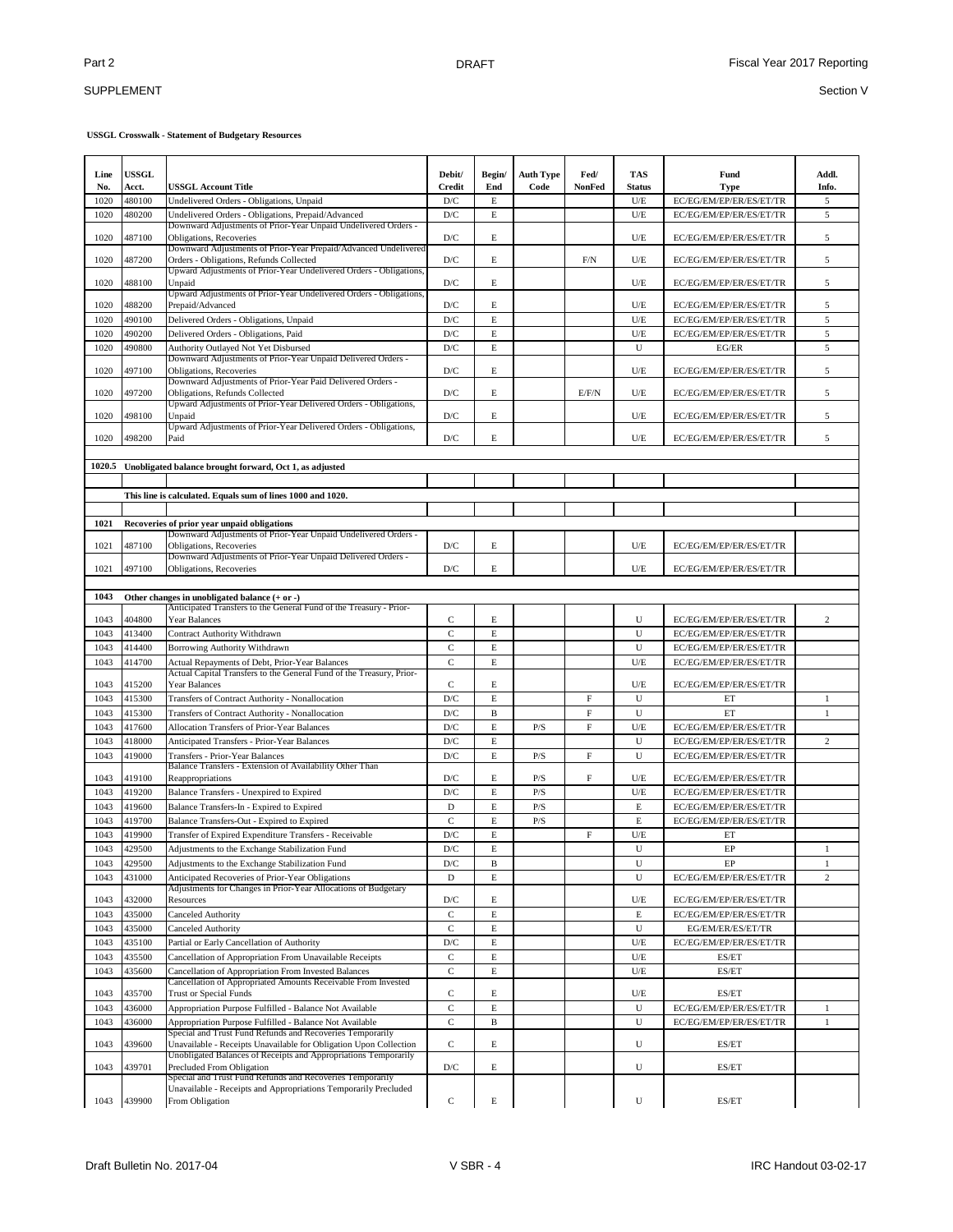**USSGL Crosswalk - Statement of Budgetary Resources**

| Line No. | USSGL Acct. | USSGL Account Title | Debit/ Credit | Begin/ End | Auth Type Code | Fed/ NonFed | TAS Status | Fund Type | Addl. Info. |
|---|---|---|---|---|---|---|---|---|---|
| 1020 | 480100 | Undelivered Orders - Obligations, Unpaid | D/C | E | | | U/E | EC/EG/EM/EP/ER/ES/ET/TR | 5 |
| 1020 | 480200 | Undelivered Orders - Obligations, Prepaid/Advanced | D/C | E | | | U/E | EC/EG/EM/EP/ER/ES/ET/TR | 5 |
| 1020 | 487100 | Downward Adjustments of Prior-Year Unpaid Undelivered Orders - Obligations, Recoveries | D/C | E | | | U/E | EC/EG/EM/EP/ER/ES/ET/TR | 5 |
| 1020 | 487200 | Downward Adjustments of Prior-Year Prepaid/Advanced Undelivered Orders - Obligations, Refunds Collected | D/C | E | | F/N | U/E | EC/EG/EM/EP/ER/ES/ET/TR | 5 |
| 1020 | 488100 | Upward Adjustments of Prior-Year Undelivered Orders - Obligations, Unpaid | D/C | E | | | U/E | EC/EG/EM/EP/ER/ES/ET/TR | 5 |
| 1020 | 488200 | Upward Adjustments of Prior-Year Undelivered Orders - Obligations, Prepaid/Advanced | D/C | E | | | U/E | EC/EG/EM/EP/ER/ES/ET/TR | 5 |
| 1020 | 490100 | Delivered Orders - Obligations, Unpaid | D/C | E | | | U/E | EC/EG/EM/EP/ER/ES/ET/TR | 5 |
| 1020 | 490200 | Delivered Orders - Obligations, Paid | D/C | E | | | U/E | EC/EG/EM/EP/ER/ES/ET/TR | 5 |
| 1020 | 490800 | Authority Outlayed Not Yet Disbursed | D/C | E | | | U | EG/ER | 5 |
| 1020 | 497100 | Downward Adjustments of Prior-Year Unpaid Delivered Orders - Obligations, Recoveries | D/C | E | | | U/E | EC/EG/EM/EP/ER/ES/ET/TR | 5 |
| 1020 | 497200 | Downward Adjustments of Prior-Year Paid Delivered Orders - Obligations, Refunds Collected | D/C | E | | E/F/N | U/E | EC/EG/EM/EP/ER/ES/ET/TR | 5 |
| 1020 | 498100 | Upward Adjustments of Prior-Year Delivered Orders - Obligations, Unpaid | D/C | E | | | U/E | EC/EG/EM/EP/ER/ES/ET/TR | 5 |
| 1020 | 498200 | Upward Adjustments of Prior-Year Delivered Orders - Obligations, Paid | D/C | E | | | U/E | EC/EG/EM/EP/ER/ES/ET/TR | 5 |
| | | | | | | | | | |
| **1020.5** | **Unobligated balance brought forward, Oct 1, as adjusted** | | | | | | | | |
| | | | | | | | | | |
| | **This line is calculated. Equals sum of lines 1000 and 1020.** | | | | | | | | |
| | | | | | | | | | |
| **1021** | **Recoveries of prior year unpaid obligations** | | | | | | | | |
| 1021 | 487100 | Downward Adjustments of Prior-Year Unpaid Undelivered Orders - Obligations, Recoveries | D/C | E | | | U/E | EC/EG/EM/EP/ER/ES/ET/TR | |
| 1021 | 497100 | Downward Adjustments of Prior-Year Unpaid Delivered Orders - Obligations, Recoveries | D/C | E | | | U/E | EC/EG/EM/EP/ER/ES/ET/TR | |
| | | | | | | | | | |
| **1043** | **Other changes in unobligated balance (+ or -)** | | | | | | | | |
| 1043 | 404800 | Anticipated Transfers to the General Fund of the Treasury - Prior-Year Balances | C | E | | | U | EC/EG/EM/EP/ER/ES/ET/TR | 2 |
| 1043 | 413400 | Contract Authority Withdrawn | C | E | | | U | EC/EG/EM/EP/ER/ES/ET/TR | |
| 1043 | 414400 | Borrowing Authority Withdrawn | C | E | | | U | EC/EG/EM/EP/ER/ES/ET/TR | |
| 1043 | 414700 | Actual Repayments of Debt, Prior-Year Balances | C | E | | | U/E | EC/EG/EM/EP/ER/ES/ET/TR | |
| 1043 | 415200 | Actual Capital Transfers to the General Fund of the Treasury, Prior-Year Balances | C | E | | | U/E | EC/EG/EM/EP/ER/ES/ET/TR | |
| 1043 | 415300 | Transfers of Contract Authority - Nonallocation | D/C | E | | F | U | ET | 1 |
| 1043 | 415300 | Transfers of Contract Authority - Nonallocation | D/C | B | | F | U | ET | 1 |
| 1043 | 417600 | Allocation Transfers of Prior-Year Balances | D/C | E | P/S | F | U/E | EC/EG/EM/EP/ER/ES/ET/TR | |
| 1043 | 418000 | Anticipated Transfers - Prior-Year Balances | D/C | E | | | U | EC/EG/EM/EP/ER/ES/ET/TR | 2 |
| 1043 | 419000 | Transfers - Prior-Year Balances | D/C | E | P/S | F | U | EC/EG/EM/EP/ER/ES/ET/TR | |
| 1043 | 419100 | Balance Transfers - Extension of Availability Other Than Reappropriations | D/C | E | P/S | F | U/E | EC/EG/EM/EP/ER/ES/ET/TR | |
| 1043 | 419200 | Balance Transfers - Unexpired to Expired | D/C | E | P/S | | U/E | EC/EG/EM/EP/ER/ES/ET/TR | |
| 1043 | 419600 | Balance Transfers-In - Expired to Expired | D | E | P/S | | E | EC/EG/EM/EP/ER/ES/ET/TR | |
| 1043 | 419700 | Balance Transfers-Out - Expired to Expired | C | E | P/S | | E | EC/EG/EM/EP/ER/ES/ET/TR | |
| 1043 | 419900 | Transfer of Expired Expenditure Transfers - Receivable | D/C | E | | F | U/E | ET | |
| 1043 | 429500 | Adjustments to the Exchange Stabilization Fund | D/C | E | | | U | EP | 1 |
| 1043 | 429500 | Adjustments to the Exchange Stabilization Fund | D/C | B | | | U | EP | 1 |
| 1043 | 431000 | Anticipated Recoveries of Prior-Year Obligations | D | E | | | U | EC/EG/EM/EP/ER/ES/ET/TR | 2 |
| 1043 | 432000 | Adjustments for Changes in Prior-Year Allocations of Budgetary Resources | D/C | E | | | U/E | EC/EG/EM/EP/ER/ES/ET/TR | |
| 1043 | 435000 | Canceled Authority | C | E | | | E | EC/EG/EM/EP/ER/ES/ET/TR | |
| 1043 | 435000 | Canceled Authority | C | E | | | U | EG/EM/ER/ES/ET/TR | |
| 1043 | 435100 | Partial or Early Cancellation of Authority | D/C | E | | | U/E | EC/EG/EM/EP/ER/ES/ET/TR | |
| 1043 | 435500 | Cancellation of Appropriation From Unavailable Receipts | C | E | | | U/E | ES/ET | |
| 1043 | 435600 | Cancellation of Appropriation From Invested Balances | C | E | | | U/E | ES/ET | |
| 1043 | 435700 | Cancellation of Appropriated Amounts Receivable From Invested Trust or Special Funds | C | E | | | U/E | ES/ET | |
| 1043 | 436000 | Appropriation Purpose Fulfilled - Balance Not Available | C | E | | | U | EC/EG/EM/EP/ER/ES/ET/TR | 1 |
| 1043 | 436000 | Appropriation Purpose Fulfilled - Balance Not Available | C | B | | | U | EC/EG/EM/EP/ER/ES/ET/TR | 1 |
| 1043 | 439600 | Special and Trust Fund Refunds and Recoveries Temporarily Unavailable - Receipts Unavailable for Obligation Upon Collection | C | E | | | U | ES/ET | |
| 1043 | 439701 | Unobligated Balances of Receipts and Appropriations Temporarily Precluded From Obligation | D/C | E | | | U | ES/ET | |
| 1043 | 439900 | Special and Trust Fund Refunds and Recoveries Temporarily Unavailable - Receipts and Appropriations Temporarily Precluded From Obligation | C | E | | | U | ES/ET | |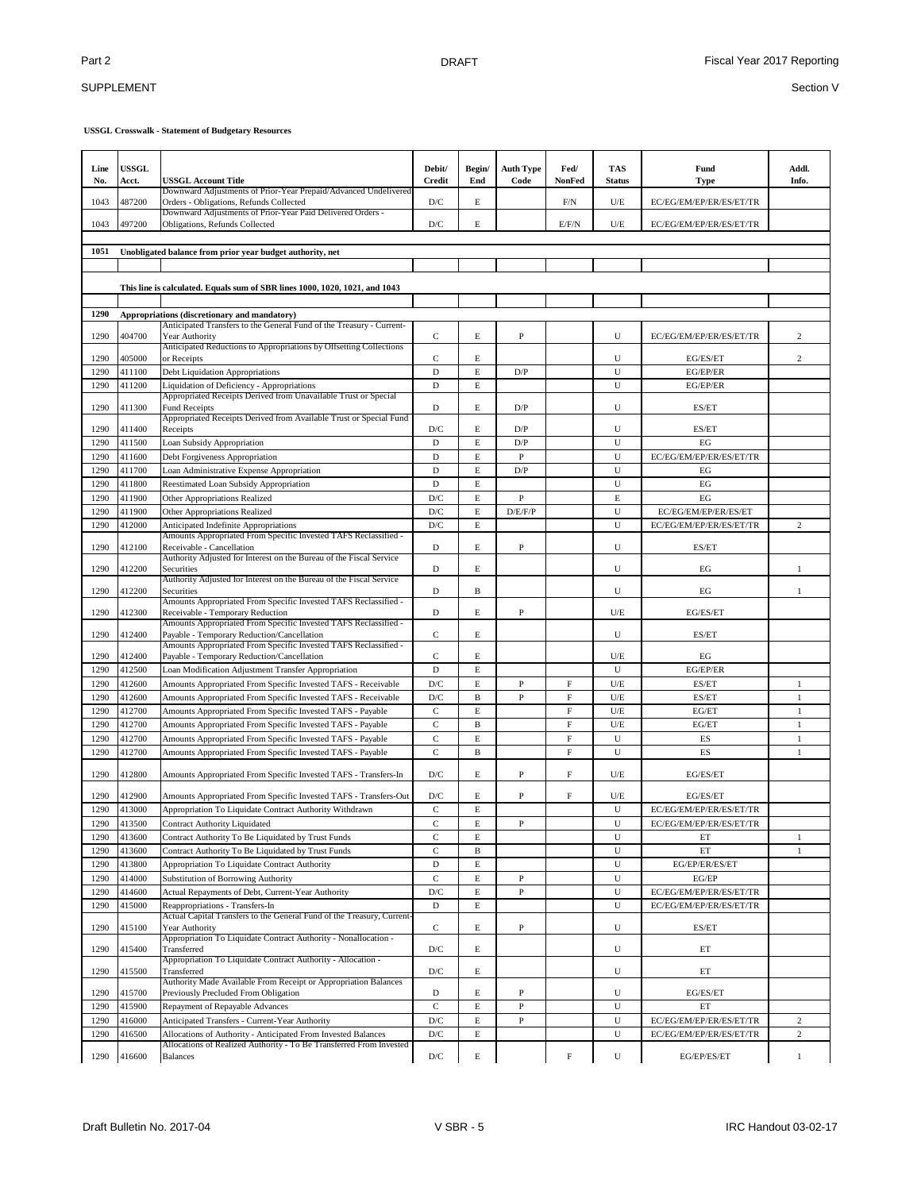**USSGL Crosswalk - Statement of Budgetary Resources**

| Line No. | USSGL Acct. | USSGL Account Title | Debit/ Credit | Begin/ End | Auth Type Code | Fed/ NonFed | TAS Status | Fund Type | Addl. Info. |
|---|---|---|---|---|---|---|---|---|---|
| 1043 | 487200 | Downward Adjustments of Prior-Year Prepaid/Advanced Undelivered Orders - Obligations, Refunds Collected | D/C | E | | F/N | U/E | EC/EG/EM/EP/ER/ES/ET/TR | |
| 1043 | 497200 | Downward Adjustments of Prior-Year Paid Delivered Orders - Obligations, Refunds Collected | D/C | E | | E/F/N | U/E | EC/EG/EM/EP/ER/ES/ET/TR | |
| | | | | | | | | | |
| **1051** | | **Unobligated balance from prior year budget authority, net** | | | | | | | |
| | | | | | | | | | |
| | | **This line is calculated. Equals sum of SBR lines 1000, 1020, 1021, and 1043** | | | | | | | |
| | | | | | | | | | |
| **1290** | | **Appropriations (discretionary and mandatory)** | | | | | | | |
| 1290 | 404700 | Anticipated Transfers to the General Fund of the Treasury - Current-Year Authority | C | E | P | | U | EC/EG/EM/EP/ER/ES/ET/TR | 2 |
| 1290 | 405000 | Anticipated Reductions to Appropriations by Offsetting Collections or Receipts | C | E | | | U | EG/ES/ET | 2 |
| 1290 | 411100 | Debt Liquidation Appropriations | D | E | D/P | | U | EG/EP/ER | |
| 1290 | 411200 | Liquidation of Deficiency - Appropriations | D | E | | | U | EG/EP/ER | |
| 1290 | 411300 | Appropriated Receipts Derived from Unavailable Trust or Special Fund Receipts | D | E | D/P | | U | ES/ET | |
| 1290 | 411400 | Appropriated Receipts Derived from Available Trust or Special Fund Receipts | D/C | E | D/P | | U | ES/ET | |
| 1290 | 411500 | Loan Subsidy Appropriation | D | E | D/P | | U | EG | |
| 1290 | 411600 | Debt Forgiveness Appropriation | D | E | P | | U | EC/EG/EM/EP/ER/ES/ET/TR | |
| 1290 | 411700 | Loan Administrative Expense Appropriation | D | E | D/P | | U | EG | |
| 1290 | 411800 | Reestimated Loan Subsidy Appropriation | D | E | | | U | EG | |
| 1290 | 411900 | Other Appropriations Realized | D/C | E | P | | E | EG | |
| 1290 | 411900 | Other Appropriations Realized | D/C | E | D/E/F/P | | U | EC/EG/EM/EP/ER/ES/ET | |
| 1290 | 412000 | Anticipated Indefinite Appropriations | D/C | E | | | U | EC/EG/EM/EP/ER/ES/ET/TR | 2 |
| 1290 | 412100 | Amounts Appropriated From Specific Invested TAFS Reclassified - Receivable - Cancellation | D | E | P | | U | ES/ET | |
| 1290 | 412200 | Authority Adjusted for Interest on the Bureau of the Fiscal Service Securities | D | E | | | U | EG | 1 |
| 1290 | 412200 | Authority Adjusted for Interest on the Bureau of the Fiscal Service Securities | D | B | | | U | EG | 1 |
| 1290 | 412300 | Amounts Appropriated From Specific Invested TAFS Reclassified - Receivable - Temporary Reduction | D | E | P | | U/E | EG/ES/ET | |
| 1290 | 412400 | Amounts Appropriated From Specific Invested TAFS Reclassified - Payable - Temporary Reduction/Cancellation | C | E | | | U | ES/ET | |
| 1290 | 412400 | Amounts Appropriated From Specific Invested TAFS Reclassified - Payable - Temporary Reduction/Cancellation | C | E | | | U/E | EG | |
| 1290 | 412500 | Loan Modification Adjustment Transfer Appropriation | D | E | | | U | EG/EP/ER | |
| 1290 | 412600 | Amounts Appropriated From Specific Invested TAFS - Receivable | D/C | E | P | F | U/E | ES/ET | 1 |
| 1290 | 412600 | Amounts Appropriated From Specific Invested TAFS - Receivable | D/C | B | P | F | U/E | ES/ET | 1 |
| 1290 | 412700 | Amounts Appropriated From Specific Invested TAFS - Payable | C | E | | F | U/E | EG/ET | 1 |
| 1290 | 412700 | Amounts Appropriated From Specific Invested TAFS - Payable | C | B | | F | U/E | EG/ET | 1 |
| 1290 | 412700 | Amounts Appropriated From Specific Invested TAFS - Payable | C | E | | F | U | ES | 1 |
| 1290 | 412700 | Amounts Appropriated From Specific Invested TAFS - Payable | C | B | | F | U | ES | 1 |
| 1290 | 412800 | Amounts Appropriated From Specific Invested TAFS - Transfers-In | D/C | E | P | F | U/E | EG/ES/ET | |
| 1290 | 412900 | Amounts Appropriated From Specific Invested TAFS - Transfers-Out | D/C | E | P | F | U/E | EG/ES/ET | |
| 1290 | 413000 | Appropriation To Liquidate Contract Authority Withdrawn | C | E | | | U | EC/EG/EM/EP/ER/ES/ET/TR | |
| 1290 | 413500 | Contract Authority Liquidated | C | E | P | | U | EC/EG/EM/EP/ER/ES/ET/TR | |
| 1290 | 413600 | Contract Authority To Be Liquidated by Trust Funds | C | E | | | U | ET | 1 |
| 1290 | 413600 | Contract Authority To Be Liquidated by Trust Funds | C | B | | | U | ET | 1 |
| 1290 | 413800 | Appropriation To Liquidate Contract Authority | D | E | | | U | EG/EP/ER/ES/ET | |
| 1290 | 414000 | Substitution of Borrowing Authority | C | E | P | | U | EG/EP | |
| 1290 | 414600 | Actual Repayments of Debt, Current-Year Authority | D/C | E | P | | U | EC/EG/EM/EP/ER/ES/ET/TR | |
| 1290 | 415000 | Reappropriations - Transfers-In | D | E | | | U | EC/EG/EM/EP/ER/ES/ET/TR | |
| 1290 | 415100 | Actual Capital Transfers to the General Fund of the Treasury, Current-Year Authority | C | E | P | | U | ES/ET | |
| 1290 | 415400 | Appropriation To Liquidate Contract Authority - Nonallocation - Transferred | D/C | E | | | U | ET | |
| 1290 | 415500 | Appropriation To Liquidate Contract Authority - Allocation - Transferred | D/C | E | | | U | ET | |
| 1290 | 415700 | Authority Made Available From Receipt or Appropriation Balances Previously Precluded From Obligation | D | E | P | | U | EG/ES/ET | |
| 1290 | 415900 | Repayment of Repayable Advances | C | E | P | | U | ET | |
| 1290 | 416000 | Anticipated Transfers - Current-Year Authority | D/C | E | P | | U | EC/EG/EM/EP/ER/ES/ET/TR | 2 |
| 1290 | 416500 | Allocations of Authority - Anticipated From Invested Balances | D/C | E | | | U | EC/EG/EM/EP/ER/ES/ET/TR | 2 |
| 1290 | 416600 | Allocations of Realized Authority - To Be Transferred From Invested Balances | D/C | E | | F | U | EG/EP/ES/ET | 1 |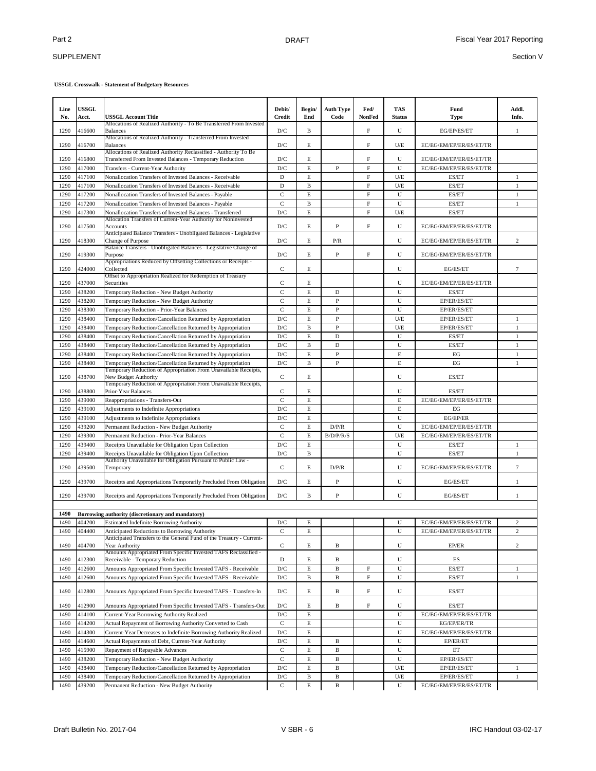**USSGL Crosswalk - Statement of Budgetary Resources**

| Line No. | USSGL Acct. | USSGL Account Title | Debit/ Credit | Begin/ End | Auth Type Code | Fed/ NonFed | TAS Status | Fund Type | Addl. Info. |
|---|---|---|---|---|---|---|---|---|---|
| 1290 | 416600 | Allocations of Realized Authority - To Be Transferred From Invested Balances | D/C | B | | F | U | EG/EP/ES/ET | 1 |
| 1290 | 416700 | Allocations of Realized Authority - Transferred From Invested Balances | D/C | E | | F | U/E | EC/EG/EM/EP/ER/ES/ET/TR | |
| 1290 | 416800 | Allocations of Realized Authority Reclassified - Authority To Be Transferred From Invested Balances - Temporary Reduction | D/C | E | | F | U | EC/EG/EM/EP/ER/ES/ET/TR | |
| 1290 | 417000 | Transfers - Current-Year Authority | D/C | E | P | F | U | EC/EG/EM/EP/ER/ES/ET/TR | |
| 1290 | 417100 | Nonallocation Transfers of Invested Balances - Receivable | D | E | | F | U/E | ES/ET | 1 |
| 1290 | 417100 | Nonallocation Transfers of Invested Balances - Receivable | D | B | | F | U/E | ES/ET | 1 |
| 1290 | 417200 | Nonallocation Transfers of Invested Balances - Payable | C | E | | F | U | ES/ET | 1 |
| 1290 | 417200 | Nonallocation Transfers of Invested Balances - Payable | C | B | | F | U | ES/ET | 1 |
| 1290 | 417300 | Nonallocation Transfers of Invested Balances - Transferred | D/C | E | | F | U/E | ES/ET | |
| 1290 | 417500 | Allocation Transfers of Current-Year Authority for Noninvested Accounts | D/C | E | P | F | U | EC/EG/EM/EP/ER/ES/ET/TR | |
| 1290 | 418300 | Anticipated Balance Transfers - Unobligated Balances - Legislative Change of Purpose | D/C | E | P/R | | U | EC/EG/EM/EP/ER/ES/ET/TR | 2 |
| 1290 | 419300 | Balance Transfers - Unobligated Balances - Legislative Change of Purpose | D/C | E | P | F | U | EC/EG/EM/EP/ER/ES/ET/TR | |
| 1290 | 424000 | Appropriations Reduced by Offsetting Collections or Receipts - Collected | C | E | | | U | EG/ES/ET | 7 |
| 1290 | 437000 | Offset to Appropriation Realized for Redemption of Treasury Securities | C | E | | | U | EC/EG/EM/EP/ER/ES/ET/TR | |
| 1290 | 438200 | Temporary Reduction - New Budget Authority | C | E | D | | U | ES/ET | |
| 1290 | 438200 | Temporary Reduction - New Budget Authority | C | E | P | | U | EP/ER/ES/ET | |
| 1290 | 438300 | Temporary Reduction - Prior-Year Balances | C | E | P | | U | EP/ER/ES/ET | |
| 1290 | 438400 | Temporary Reduction/Cancellation Returned by Appropriation | D/C | E | P | | U/E | EP/ER/ES/ET | 1 |
| 1290 | 438400 | Temporary Reduction/Cancellation Returned by Appropriation | D/C | B | P | | U/E | EP/ER/ES/ET | 1 |
| 1290 | 438400 | Temporary Reduction/Cancellation Returned by Appropriation | D/C | E | D | | U | ES/ET | 1 |
| 1290 | 438400 | Temporary Reduction/Cancellation Returned by Appropriation | D/C | B | D | | U | ES/ET | 1 |
| 1290 | 438400 | Temporary Reduction/Cancellation Returned by Appropriation | D/C | E | P | | E | EG | 1 |
| 1290 | 438400 | Temporary Reduction/Cancellation Returned by Appropriation | D/C | B | P | | E | EG | 1 |
| 1290 | 438700 | Temporary Reduction of Appropriation From Unavailable Receipts, New Budget Authority | C | E | | | U | ES/ET | |
| 1290 | 438800 | Temporary Reduction of Appropriation From Unavailable Receipts, Prior-Year Balances | C | E | | | U | ES/ET | |
| 1290 | 439000 | Reappropriations - Transfers-Out | C | E | | | E | EC/EG/EM/EP/ER/ES/ET/TR | |
| 1290 | 439100 | Adjustments to Indefinite Appropriations | D/C | E | | | E | EG | |
| 1290 | 439100 | Adjustments to Indefinite Appropriations | D/C | E | | | U | EG/EP/ER | |
| 1290 | 439200 | Permanent Reduction - New Budget Authority | C | E | D/P/R | | U | EC/EG/EM/EP/ER/ES/ET/TR | |
| 1290 | 439300 | Permanent Reduction - Prior-Year Balances | C | E | B/D/P/R/S | | U/E | EC/EG/EM/EP/ER/ES/ET/TR | |
| 1290 | 439400 | Receipts Unavailable for Obligation Upon Collection | D/C | E | | | U | ES/ET | 1 |
| 1290 | 439400 | Receipts Unavailable for Obligation Upon Collection | D/C | B | | | U | ES/ET | 1 |
| 1290 | 439500 | Authority Unavailable for Obligation Pursuant to Public Law - Temporary | C | E | D/P/R | | U | EC/EG/EM/EP/ER/ES/ET/TR | 7 |
| 1290 | 439700 | Receipts and Appropriations Temporarily Precluded From Obligation | D/C | E | P | | U | EG/ES/ET | 1 |
| 1290 | 439700 | Receipts and Appropriations Temporarily Precluded From Obligation | D/C | B | P | | U | EG/ES/ET | 1 |
| **1490** | **Borrowing authority (discretionary and mandatory)** | | | | | | | | |
| 1490 | 404200 | Estimated Indefinite Borrowing Authority | D/C | E | | | U | EC/EG/EM/EP/ER/ES/ET/TR | 2 |
| 1490 | 404400 | Anticipated Reductions to Borrowing Authority | C | E | | | U | EC/EG/EM/EP/ER/ES/ET/TR | 2 |
| 1490 | 404700 | Anticipated Transfers to the General Fund of the Treasury - Current-Year Authority | C | E | B | | U | EP/ER | 2 |
| 1490 | 412300 | Amounts Appropriated From Specific Invested TAFS Reclassified - Receivable - Temporary Reduction | D | E | B | | U | ES | |
| 1490 | 412600 | Amounts Appropriated From Specific Invested TAFS - Receivable | D/C | E | B | F | U | ES/ET | 1 |
| 1490 | 412600 | Amounts Appropriated From Specific Invested TAFS - Receivable | D/C | B | B | F | U | ES/ET | 1 |
| 1490 | 412800 | Amounts Appropriated From Specific Invested TAFS - Transfers-In | D/C | E | B | F | U | ES/ET | |
| 1490 | 412900 | Amounts Appropriated From Specific Invested TAFS - Transfers-Out | D/C | E | B | F | U | ES/ET | |
| 1490 | 414100 | Current-Year Borrowing Authority Realized | D/C | E | | | U | EC/EG/EM/EP/ER/ES/ET/TR | |
| 1490 | 414200 | Actual Repayment of Borrowing Authority Converted to Cash | C | E | | | U | EG/EP/ER/TR | |
| 1490 | 414300 | Current-Year Decreases to Indefinite Borrowing Authority Realized | D/C | E | | | U | EC/EG/EM/EP/ER/ES/ET/TR | |
| 1490 | 414600 | Actual Repayments of Debt, Current-Year Authority | D/C | E | B | | U | EP/ER/ET | |
| 1490 | 415900 | Repayment of Repayable Advances | C | E | B | | U | ET | |
| 1490 | 438200 | Temporary Reduction - New Budget Authority | C | E | B | | U | EP/ER/ES/ET | |
| 1490 | 438400 | Temporary Reduction/Cancellation Returned by Appropriation | D/C | E | B | | U/E | EP/ER/ES/ET | 1 |
| 1490 | 438400 | Temporary Reduction/Cancellation Returned by Appropriation | D/C | B | B | | U/E | EP/ER/ES/ET | 1 |
| 1490 | 439200 | Permanent Reduction - New Budget Authority | C | E | B | | U | EC/EG/EM/EP/ER/ES/ET/TR | |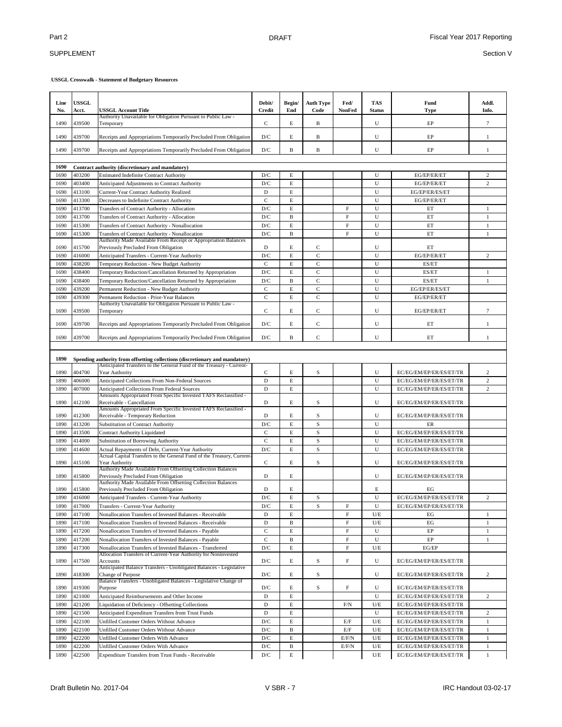**USSGL Crosswalk - Statement of Budgetary Resources**

| Line No. | USSGL Acct. | USSGL Account Title | Debit/ Credit | Begin/ End | Auth Type Code | Fed/ NonFed | TAS Status | Fund Type | Addl. Info. |
|---|---|---|---|---|---|---|---|---|---|
| 1490 | 439500 | Authority Unavailable for Obligation Pursuant to Public Law - Temporary | C | E | B | | U | EP | 7 |
| 1490 | 439700 | Receipts and Appropriations Temporarily Precluded From Obligation | D/C | E | B | | U | EP | 1 |
| 1490 | 439700 | Receipts and Appropriations Temporarily Precluded From Obligation | D/C | B | B | | U | EP | 1 |
| | | | | | | | | | |
| **1690** | | **Contract authority (discretionary and mandatory)** | | | | | | | |
| 1690 | 403200 | Estimated Indefinite Contract Authority | D/C | E | | | U | EG/EP/ER/ET | 2 |
| 1690 | 403400 | Anticipated Adjustments to Contract Authority | D/C | E | | | U | EG/EP/ER/ET | 2 |
| 1690 | 413100 | Current-Year Contract Authority Realized | D | E | | | U | EG/EP/ER/ES/ET | |
| 1690 | 413300 | Decreases to Indefinite Contract Authority | C | E | | | U | EG/EP/ER/ET | |
| 1690 | 413700 | Transfers of Contract Authority - Allocation | D/C | E | | F | U | ET | 1 |
| 1690 | 413700 | Transfers of Contract Authority - Allocation | D/C | B | | F | U | ET | 1 |
| 1690 | 415300 | Transfers of Contract Authority - Nonallocation | D/C | E | | F | U | ET | 1 |
| 1690 | 415300 | Transfers of Contract Authority - Nonallocation | D/C | B | | F | U | ET | 1 |
| 1690 | 415700 | Authority Made Available From Receipt or Appropriation Balances Previously Precluded From Obligation | D | E | C | | U | ET | |
| 1690 | 416000 | Anticipated Transfers - Current-Year Authority | D/C | E | C | | U | EG/EP/ER/ET | 2 |
| 1690 | 438200 | Temporary Reduction - New Budget Authority | C | E | C | | U | ES/ET | |
| 1690 | 438400 | Temporary Reduction/Cancellation Returned by Appropriation | D/C | E | C | | U | ES/ET | 1 |
| 1690 | 438400 | Temporary Reduction/Cancellation Returned by Appropriation | D/C | B | C | | U | ES/ET | 1 |
| 1690 | 439200 | Permanent Reduction - New Budget Authority | C | E | C | | U | EG/EP/ER/ES/ET | |
| 1690 | 439300 | Permanent Reduction - Prior-Year Balances | C | E | C | | U | EG/EP/ER/ET | |
| 1690 | 439500 | Authority Unavailable for Obligation Pursuant to Public Law - Temporary | C | E | C | | U | EG/EP/ER/ET | 7 |
| 1690 | 439700 | Receipts and Appropriations Temporarily Precluded From Obligation | D/C | E | C | | U | ET | 1 |
| 1690 | 439700 | Receipts and Appropriations Temporarily Precluded From Obligation | D/C | B | C | | U | ET | 1 |
| | | | | | | | | | |
| **1890** | | **Spending authority from offsetting collections (discretionary and mandatory)** | | | | | | | |
| 1890 | 404700 | Anticipated Transfers to the General Fund of the Treasury - Current-Year Authority | C | E | S | | U | EC/EG/EM/EP/ER/ES/ET/TR | 2 |
| 1890 | 406000 | Anticipated Collections From Non-Federal Sources | D | E | | | U | EC/EG/EM/EP/ER/ES/ET/TR | 2 |
| 1890 | 407000 | Anticipated Collections From Federal Sources | D | E | | | U | EC/EG/EM/EP/ER/ES/ET/TR | 2 |
| 1890 | 412100 | Amounts Appropriated From Specific Invested TAFS Reclassified - Receivable - Cancellation | D | E | S | | U | EC/EG/EM/EP/ER/ES/ET/TR | |
| 1890 | 412300 | Amounts Appropriated From Specific Invested TAFS Reclassified - Receivable - Temporary Reduction | D | E | S | | U | EC/EG/EM/EP/ER/ES/ET/TR | |
| 1890 | 413200 | Substitution of Contract Authority | D/C | E | S | | U | ER | |
| 1890 | 413500 | Contract Authority Liquidated | C | E | S | | U | EC/EG/EM/EP/ER/ES/ET/TR | |
| 1890 | 414000 | Substitution of Borrowing Authority | C | E | S | | U | EC/EG/EM/EP/ER/ES/ET/TR | |
| 1890 | 414600 | Actual Repayments of Debt, Current-Year Authority | D/C | E | S | | U | EC/EG/EM/EP/ER/ES/ET/TR | |
| 1890 | 415100 | Actual Capital Transfers to the General Fund of the Treasury, Current-Year Authority | C | E | S | | U | EC/EG/EM/EP/ER/ES/ET/TR | |
| 1890 | 415800 | Authority Made Available From Offsetting Collection Balances Previously Precluded From Obligation | D | E | | | U | EC/EG/EM/EP/ER/ES/ET/TR | |
| 1890 | 415800 | Authority Made Available From Offsetting Collection Balances Previously Precluded From Obligation | D | E | | | E | EG | |
| 1890 | 416000 | Anticipated Transfers - Current-Year Authority | D/C | E | S | | U | EC/EG/EM/EP/ER/ES/ET/TR | 2 |
| 1890 | 417000 | Transfers - Current-Year Authority | D/C | E | S | F | U | EC/EG/EM/EP/ER/ES/ET/TR | |
| 1890 | 417100 | Nonallocation Transfers of Invested Balances - Receivable | D | E | | F | U/E | EG | 1 |
| 1890 | 417100 | Nonallocation Transfers of Invested Balances - Receivable | D | B | | F | U/E | EG | 1 |
| 1890 | 417200 | Nonallocation Transfers of Invested Balances - Payable | C | E | | F | U | EP | 1 |
| 1890 | 417200 | Nonallocation Transfers of Invested Balances - Payable | C | B | | F | U | EP | 1 |
| 1890 | 417300 | Nonallocation Transfers of Invested Balances - Transferred | D/C | E | | F | U/E | EG/EP | |
| 1890 | 417500 | Allocation Transfers of Current-Year Authority for Noninvested Accounts | D/C | E | S | F | U | EC/EG/EM/EP/ER/ES/ET/TR | |
| 1890 | 418300 | Anticipated Balance Transfers - Unobligated Balances - Legislative Change of Purpose | D/C | E | S | | U | EC/EG/EM/EP/ER/ES/ET/TR | 2 |
| 1890 | 419300 | Balance Transfers - Unobligated Balances - Legislative Change of Purpose | D/C | E | S | F | U | EC/EG/EM/EP/ER/ES/ET/TR | |
| 1890 | 421000 | Anticipated Reimbursements and Other Income | D | E | | | U | EC/EG/EM/EP/ER/ES/ET/TR | 2 |
| 1890 | 421200 | Liquidation of Deficiency - Offsetting Collections | D | E | | F/N | U/E | EC/EG/EM/EP/ER/ES/ET/TR | |
| 1890 | 421500 | Anticipated Expenditure Transfers from Trust Funds | D | E | | | U | EC/EG/EM/EP/ER/ES/ET/TR | 2 |
| 1890 | 422100 | Unfilled Customer Orders Without Advance | D/C | E | | E/F | U/E | EC/EG/EM/EP/ER/ES/ET/TR | 1 |
| 1890 | 422100 | Unfilled Customer Orders Without Advance | D/C | B | | E/F | U/E | EC/EG/EM/EP/ER/ES/ET/TR | 1 |
| 1890 | 422200 | Unfilled Customer Orders With Advance | D/C | E | | E/F/N | U/E | EC/EG/EM/EP/ER/ES/ET/TR | 1 |
| 1890 | 422200 | Unfilled Customer Orders With Advance | D/C | B | | E/F/N | U/E | EC/EG/EM/EP/ER/ES/ET/TR | 1 |
| 1890 | 422500 | Expenditure Transfers from Trust Funds - Receivable | D/C | E | | | U/E | EC/EG/EM/EP/ER/ES/ET/TR | 1 |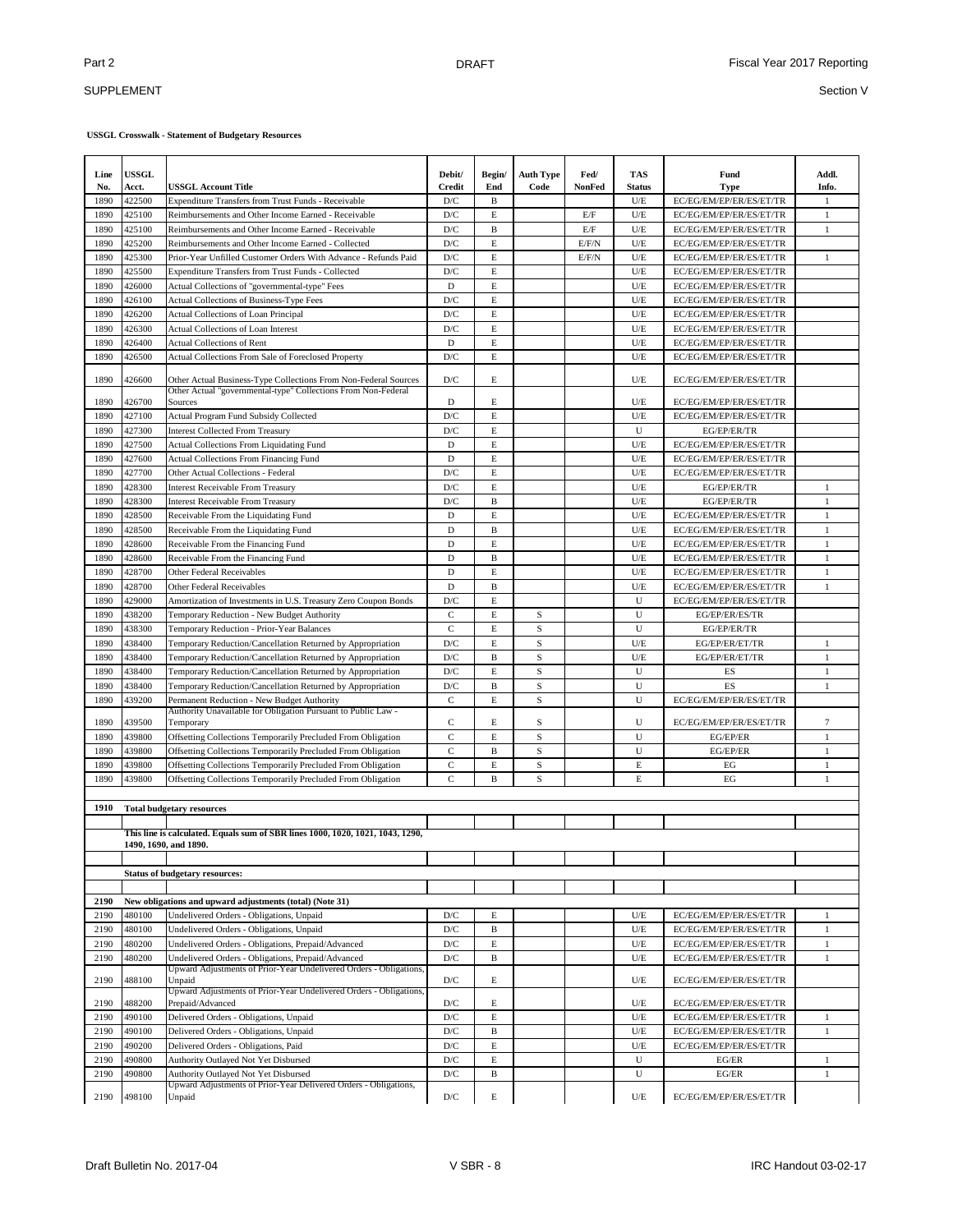**USSGL Crosswalk - Statement of Budgetary Resources**

| Line No. | USSGL Acct. | USSGL Account Title | Debit/ Credit | Begin/ End | Auth Type Code | Fed/ NonFed | TAS Status | Fund Type | Addl. Info. |
|---|---|---|---|---|---|---|---|---|---|
| 1890 | 422500 | Expenditure Transfers from Trust Funds - Receivable | D/C | B | | | U/E | EC/EG/EM/EP/ER/ES/ET/TR | 1 |
| 1890 | 425100 | Reimbursements and Other Income Earned - Receivable | D/C | E | | E/F | U/E | EC/EG/EM/EP/ER/ES/ET/TR | 1 |
| 1890 | 425100 | Reimbursements and Other Income Earned - Receivable | D/C | B | | E/F | U/E | EC/EG/EM/EP/ER/ES/ET/TR | 1 |
| 1890 | 425200 | Reimbursements and Other Income Earned - Collected | D/C | E | | E/F/N | U/E | EC/EG/EM/EP/ER/ES/ET/TR | |
| 1890 | 425300 | Prior-Year Unfilled Customer Orders With Advance - Refunds Paid | D/C | E | | E/F/N | U/E | EC/EG/EM/EP/ER/ES/ET/TR | 1 |
| 1890 | 425500 | Expenditure Transfers from Trust Funds - Collected | D/C | E | | | U/E | EC/EG/EM/EP/ER/ES/ET/TR | |
| 1890 | 426000 | Actual Collections of "governmental-type" Fees | D | E | | | U/E | EC/EG/EM/EP/ER/ES/ET/TR | |
| 1890 | 426100 | Actual Collections of Business-Type Fees | D/C | E | | | U/E | EC/EG/EM/EP/ER/ES/ET/TR | |
| 1890 | 426200 | Actual Collections of Loan Principal | D/C | E | | | U/E | EC/EG/EM/EP/ER/ES/ET/TR | |
| 1890 | 426300 | Actual Collections of Loan Interest | D/C | E | | | U/E | EC/EG/EM/EP/ER/ES/ET/TR | |
| 1890 | 426400 | Actual Collections of Rent | D | E | | | U/E | EC/EG/EM/EP/ER/ES/ET/TR | |
| 1890 | 426500 | Actual Collections From Sale of Foreclosed Property | D/C | E | | | U/E | EC/EG/EM/EP/ER/ES/ET/TR | |
| 1890 | 426600 | Other Actual Business-Type Collections From Non-Federal Sources | D/C | E | | | U/E | EC/EG/EM/EP/ER/ES/ET/TR | |
| 1890 | 426700 | Other Actual "governmental-type" Collections From Non-Federal Sources | D | E | | | U/E | EC/EG/EM/EP/ER/ES/ET/TR | |
| 1890 | 427100 | Actual Program Fund Subsidy Collected | D/C | E | | | U/E | EC/EG/EM/EP/ER/ES/ET/TR | |
| 1890 | 427300 | Interest Collected From Treasury | D/C | E | | | U | EG/EP/ER/TR | |
| 1890 | 427500 | Actual Collections From Liquidating Fund | D | E | | | U/E | EC/EG/EM/EP/ER/ES/ET/TR | |
| 1890 | 427600 | Actual Collections From Financing Fund | D | E | | | U/E | EC/EG/EM/EP/ER/ES/ET/TR | |
| 1890 | 427700 | Other Actual Collections - Federal | D/C | E | | | U/E | EC/EG/EM/EP/ER/ES/ET/TR | |
| 1890 | 428300 | Interest Receivable From Treasury | D/C | E | | | U/E | EG/EP/ER/TR | 1 |
| 1890 | 428300 | Interest Receivable From Treasury | D/C | B | | | U/E | EG/EP/ER/TR | 1 |
| 1890 | 428500 | Receivable From the Liquidating Fund | D | E | | | U/E | EC/EG/EM/EP/ER/ES/ET/TR | 1 |
| 1890 | 428500 | Receivable From the Liquidating Fund | D | B | | | U/E | EC/EG/EM/EP/ER/ES/ET/TR | 1 |
| 1890 | 428600 | Receivable From the Financing Fund | D | E | | | U/E | EC/EG/EM/EP/ER/ES/ET/TR | 1 |
| 1890 | 428600 | Receivable From the Financing Fund | D | B | | | U/E | EC/EG/EM/EP/ER/ES/ET/TR | 1 |
| 1890 | 428700 | Other Federal Receivables | D | E | | | U/E | EC/EG/EM/EP/ER/ES/ET/TR | 1 |
| 1890 | 428700 | Other Federal Receivables | D | B | | | U/E | EC/EG/EM/EP/ER/ES/ET/TR | 1 |
| 1890 | 429000 | Amortization of Investments in U.S. Treasury Zero Coupon Bonds | D/C | E | | | U | EC/EG/EM/EP/ER/ES/ET/TR | |
| 1890 | 438200 | Temporary Reduction - New Budget Authority | C | E | S | | U | EG/EP/ER/ES/TR | |
| 1890 | 438300 | Temporary Reduction - Prior-Year Balances | C | E | S | | U | EG/EP/ER/TR | |
| 1890 | 438400 | Temporary Reduction/Cancellation Returned by Appropriation | D/C | E | S | | U/E | EG/EP/ER/ET/TR | 1 |
| 1890 | 438400 | Temporary Reduction/Cancellation Returned by Appropriation | D/C | B | S | | U/E | EG/EP/ER/ET/TR | 1 |
| 1890 | 438400 | Temporary Reduction/Cancellation Returned by Appropriation | D/C | E | S | | U | ES | 1 |
| 1890 | 438400 | Temporary Reduction/Cancellation Returned by Appropriation | D/C | B | S | | U | ES | 1 |
| 1890 | 439200 | Permanent Reduction - New Budget Authority | C | E | S | | U | EC/EG/EM/EP/ER/ES/ET/TR | |
| 1890 | 439500 | Authority Unavailable for Obligation Pursuant to Public Law - Temporary | C | E | S | | U | EC/EG/EM/EP/ER/ES/ET/TR | 7 |
| 1890 | 439800 | Offsetting Collections Temporarily Precluded From Obligation | C | E | S | | U | EG/EP/ER | 1 |
| 1890 | 439800 | Offsetting Collections Temporarily Precluded From Obligation | C | B | S | | U | EG/EP/ER | 1 |
| 1890 | 439800 | Offsetting Collections Temporarily Precluded From Obligation | C | E | S | | E | EG | 1 |
| 1890 | 439800 | Offsetting Collections Temporarily Precluded From Obligation | C | B | S | | E | EG | 1 |
| | | | | | | | | | |
| **1910** | | **Total budgetary resources** | | | | | | | |
| | | | | | | | | | |
| | | **This line is calculated. Equals sum of SBR lines 1000, 1020, 1021, 1043, 1290, 1490, 1690, and 1890.** | | | | | | | |
| | | | | | | | | | |
| | | **Status of budgetary resources:** | | | | | | | |
| | | | | | | | | | |
| **2190** | | **New obligations and upward adjustments (total) (Note 31)** | | | | | | | |
| 2190 | 480100 | Undelivered Orders - Obligations, Unpaid | D/C | E | | | U/E | EC/EG/EM/EP/ER/ES/ET/TR | 1 |
| 2190 | 480100 | Undelivered Orders - Obligations, Unpaid | D/C | B | | | U/E | EC/EG/EM/EP/ER/ES/ET/TR | 1 |
| 2190 | 480200 | Undelivered Orders - Obligations, Prepaid/Advanced | D/C | E | | | U/E | EC/EG/EM/EP/ER/ES/ET/TR | 1 |
| 2190 | 480200 | Undelivered Orders - Obligations, Prepaid/Advanced | D/C | B | | | U/E | EC/EG/EM/EP/ER/ES/ET/TR | 1 |
| 2190 | 488100 | Upward Adjustments of Prior-Year Undelivered Orders - Obligations, Unpaid | D/C | E | | | U/E | EC/EG/EM/EP/ER/ES/ET/TR | |
| 2190 | 488200 | Upward Adjustments of Prior-Year Undelivered Orders - Obligations, Prepaid/Advanced | D/C | E | | | U/E | EC/EG/EM/EP/ER/ES/ET/TR | |
| 2190 | 490100 | Delivered Orders - Obligations, Unpaid | D/C | E | | | U/E | EC/EG/EM/EP/ER/ES/ET/TR | 1 |
| 2190 | 490100 | Delivered Orders - Obligations, Unpaid | D/C | B | | | U/E | EC/EG/EM/EP/ER/ES/ET/TR | 1 |
| 2190 | 490200 | Delivered Orders - Obligations, Paid | D/C | E | | | U/E | EC/EG/EM/EP/ER/ES/ET/TR | |
| 2190 | 490800 | Authority Outlayed Not Yet Disbursed | D/C | E | | | U | EG/ER | 1 |
| 2190 | 490800 | Authority Outlayed Not Yet Disbursed | D/C | B | | | U | EG/ER | 1 |
| 2190 | 498100 | Upward Adjustments of Prior-Year Delivered Orders - Obligations, Unpaid | D/C | E | | | U/E | EC/EG/EM/EP/ER/ES/ET/TR | |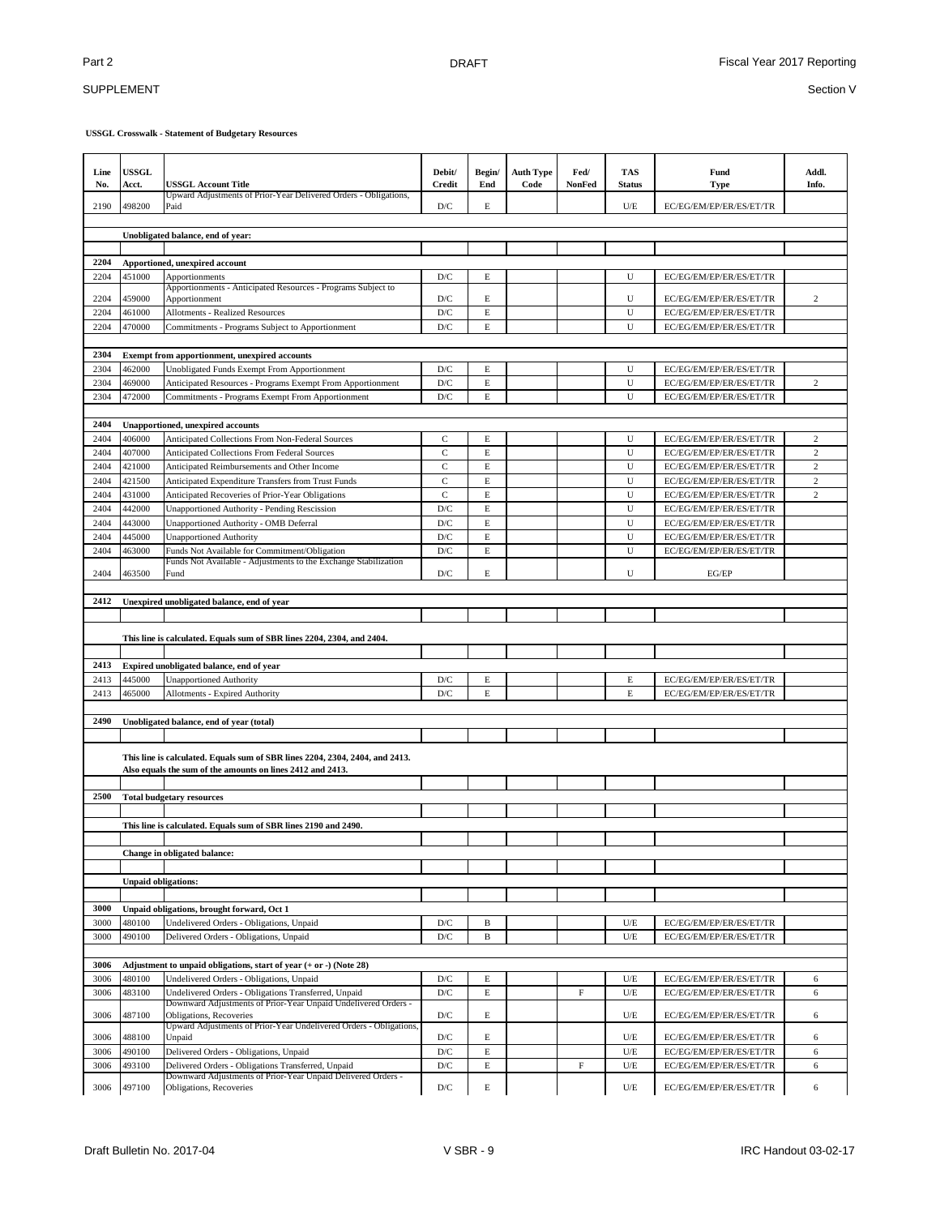**USSGL Crosswalk - Statement of Budgetary Resources**

| Line No. | USSGL Acct. | USSGL Account Title | Debit/ Credit | Begin/ End | Auth Type Code | Fed/ NonFed | TAS Status | Fund Type | Addl. Info. |
|---|---|---|---|---|---|---|---|---|---|
| 2190 | 498200 | Upward Adjustments of Prior-Year Delivered Orders - Obligations, Paid | D/C | E | | | U/E | EC/EG/EM/EP/ER/ES/ET/TR | |
| | | **Unobligated balance, end of year:** | | | | | | | |
| **2204** | | **Apportioned, unexpired account** | | | | | | | |
| 2204 | 451000 | Apportionments | D/C | E | | | U | EC/EG/EM/EP/ER/ES/ET/TR | |
| 2204 | 459000 | Apportionments - Anticipated Resources - Programs Subject to Apportionment | D/C | E | | | U | EC/EG/EM/EP/ER/ES/ET/TR | 2 |
| 2204 | 461000 | Allotments - Realized Resources | D/C | E | | | U | EC/EG/EM/EP/ER/ES/ET/TR | |
| 2204 | 470000 | Commitments - Programs Subject to Apportionment | D/C | E | | | U | EC/EG/EM/EP/ER/ES/ET/TR | |
| **2304** | | **Exempt from apportionment, unexpired accounts** | | | | | | | |
| 2304 | 462000 | Unobligated Funds Exempt From Apportionment | D/C | E | | | U | EC/EG/EM/EP/ER/ES/ET/TR | |
| 2304 | 469000 | Anticipated Resources - Programs Exempt From Apportionment | D/C | E | | | U | EC/EG/EM/EP/ER/ES/ET/TR | 2 |
| 2304 | 472000 | Commitments - Programs Exempt From Apportionment | D/C | E | | | U | EC/EG/EM/EP/ER/ES/ET/TR | |
| **2404** | | **Unapportioned, unexpired accounts** | | | | | | | |
| 2404 | 406000 | Anticipated Collections From Non-Federal Sources | C | E | | | U | EC/EG/EM/EP/ER/ES/ET/TR | 2 |
| 2404 | 407000 | Anticipated Collections From Federal Sources | C | E | | | U | EC/EG/EM/EP/ER/ES/ET/TR | 2 |
| 2404 | 421000 | Anticipated Reimbursements and Other Income | C | E | | | U | EC/EG/EM/EP/ER/ES/ET/TR | 2 |
| 2404 | 421500 | Anticipated Expenditure Transfers from Trust Funds | C | E | | | U | EC/EG/EM/EP/ER/ES/ET/TR | 2 |
| 2404 | 431000 | Anticipated Recoveries of Prior-Year Obligations | C | E | | | U | EC/EG/EM/EP/ER/ES/ET/TR | 2 |
| 2404 | 442000 | Unapportioned Authority - Pending Rescission | D/C | E | | | U | EC/EG/EM/EP/ER/ES/ET/TR | |
| 2404 | 443000 | Unapportioned Authority - OMB Deferral | D/C | E | | | U | EC/EG/EM/EP/ER/ES/ET/TR | |
| 2404 | 445000 | Unapportioned Authority | D/C | E | | | U | EC/EG/EM/EP/ER/ES/ET/TR | |
| 2404 | 463000 | Funds Not Available for Commitment/Obligation | D/C | E | | | U | EC/EG/EM/EP/ER/ES/ET/TR | |
| 2404 | 463500 | Funds Not Available - Adjustments to the Exchange Stabilization Fund | D/C | E | | | U | EG/EP | |
| **2412** | | **Unexpired unobligated balance, end of year** | | | | | | | |
| | | **This line is calculated. Equals sum of SBR lines 2204, 2304, and 2404.** | | | | | | | |
| **2413** | | **Expired unobligated balance, end of year** | | | | | | | |
| 2413 | 445000 | Unapportioned Authority | D/C | E | | | E | EC/EG/EM/EP/ER/ES/ET/TR | |
| 2413 | 465000 | Allotments - Expired Authority | D/C | E | | | E | EC/EG/EM/EP/ER/ES/ET/TR | |
| **2490** | | **Unobligated balance, end of year (total)** | | | | | | | |
| | | **This line is calculated. Equals sum of SBR lines 2204, 2304, 2404, and 2413. Also equals the sum of the amounts on lines 2412 and 2413.** | | | | | | | |
| **2500** | | **Total budgetary resources** | | | | | | | |
| | | **This line is calculated. Equals sum of SBR lines 2190 and 2490.** | | | | | | | |
| | | **Change in obligated balance:** | | | | | | | |
| | | **Unpaid obligations:** | | | | | | | |
| **3000** | | **Unpaid obligations, brought forward, Oct 1** | | | | | | | |
| 3000 | 480100 | Undelivered Orders - Obligations, Unpaid | D/C | B | | | U/E | EC/EG/EM/EP/ER/ES/ET/TR | |
| 3000 | 490100 | Delivered Orders - Obligations, Unpaid | D/C | B | | | U/E | EC/EG/EM/EP/ER/ES/ET/TR | |
| **3006** | | **Adjustment to unpaid obligations, start of year (+ or -) (Note 28)** | | | | | | | |
| 3006 | 480100 | Undelivered Orders - Obligations, Unpaid | D/C | E | | | U/E | EC/EG/EM/EP/ER/ES/ET/TR | 6 |
| 3006 | 483100 | Undelivered Orders - Obligations Transferred, Unpaid | D/C | E | | F | U/E | EC/EG/EM/EP/ER/ES/ET/TR | 6 |
| 3006 | 487100 | Downward Adjustments of Prior-Year Unpaid Undelivered Orders - Obligations, Recoveries | D/C | E | | | U/E | EC/EG/EM/EP/ER/ES/ET/TR | 6 |
| 3006 | 488100 | Upward Adjustments of Prior-Year Undelivered Orders - Obligations, Unpaid | D/C | E | | | U/E | EC/EG/EM/EP/ER/ES/ET/TR | 6 |
| 3006 | 490100 | Delivered Orders - Obligations, Unpaid | D/C | E | | | U/E | EC/EG/EM/EP/ER/ES/ET/TR | 6 |
| 3006 | 493100 | Delivered Orders - Obligations Transferred, Unpaid | D/C | E | | F | U/E | EC/EG/EM/EP/ER/ES/ET/TR | 6 |
| 3006 | 497100 | Downward Adjustments of Prior-Year Unpaid Delivered Orders - Obligations, Recoveries | D/C | E | | | U/E | EC/EG/EM/EP/ER/ES/ET/TR | 6 |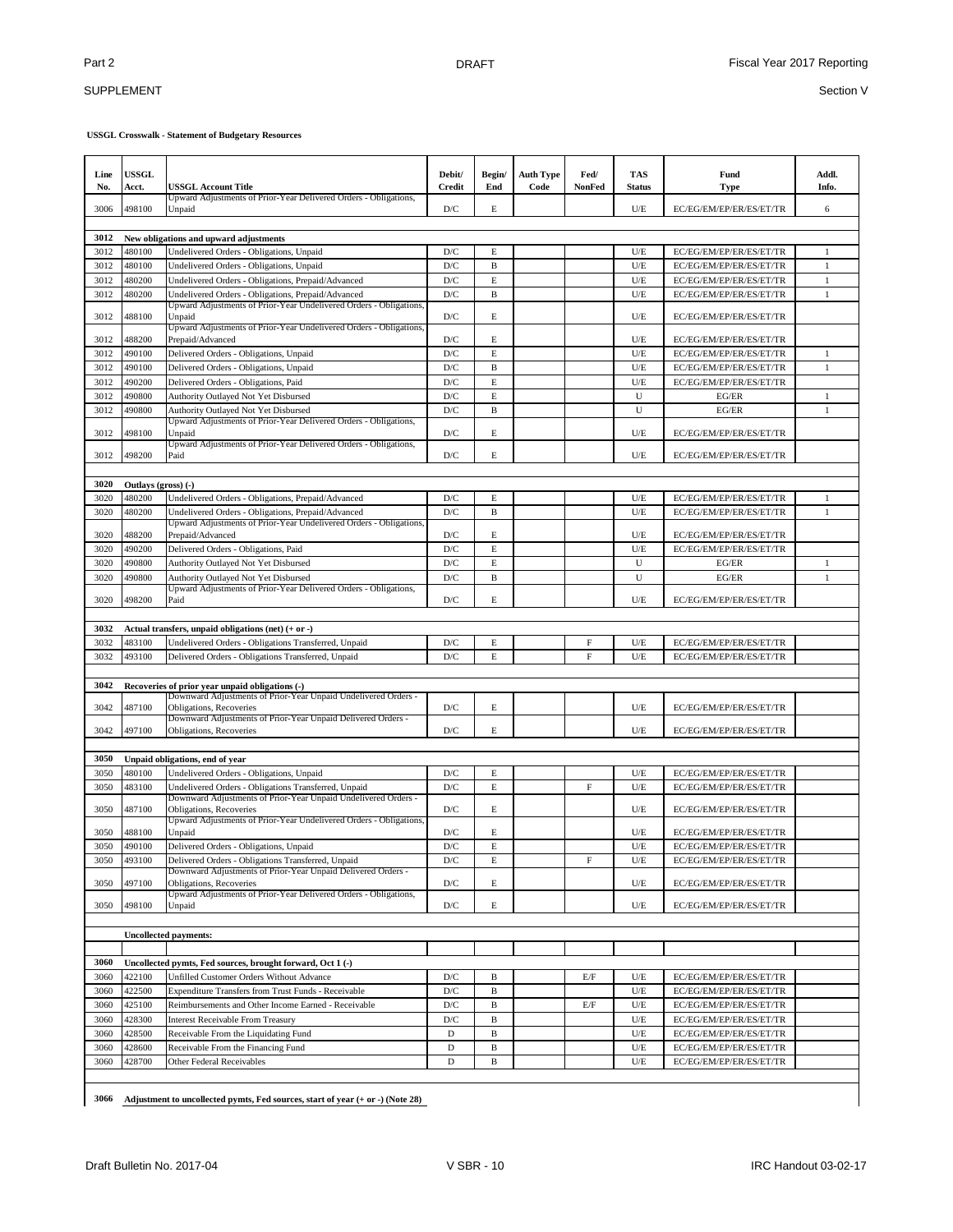**USSGL Crosswalk - Statement of Budgetary Resources**

| Line No. | USSGL Acct. | USSGL Account Title | Debit/ Credit | Begin/ End | Auth Type Code | Fed/ NonFed | TAS Status | Fund Type | Addl. Info. |
|---|---|---|---|---|---|---|---|---|---|
| 3006 | 498100 | Upward Adjustments of Prior-Year Delivered Orders - Obligations, Unpaid | D/C | E | | | U/E | EC/EG/EM/EP/ER/ES/ET/TR | 6 |
| | | | | | | | | | |
| **3012** | **New obligations and upward adjustments** | | | | | | | | |
| 3012 | 480100 | Undelivered Orders - Obligations, Unpaid | D/C | E | | | U/E | EC/EG/EM/EP/ER/ES/ET/TR | 1 |
| 3012 | 480100 | Undelivered Orders - Obligations, Unpaid | D/C | B | | | U/E | EC/EG/EM/EP/ER/ES/ET/TR | 1 |
| 3012 | 480200 | Undelivered Orders - Obligations, Prepaid/Advanced | D/C | E | | | U/E | EC/EG/EM/EP/ER/ES/ET/TR | 1 |
| 3012 | 480200 | Undelivered Orders - Obligations, Prepaid/Advanced | D/C | B | | | U/E | EC/EG/EM/EP/ER/ES/ET/TR | 1 |
| 3012 | 488100 | Upward Adjustments of Prior-Year Undelivered Orders - Obligations, Unpaid | D/C | E | | | U/E | EC/EG/EM/EP/ER/ES/ET/TR | |
| 3012 | 488200 | Upward Adjustments of Prior-Year Undelivered Orders - Obligations, Prepaid/Advanced | D/C | E | | | U/E | EC/EG/EM/EP/ER/ES/ET/TR | |
| 3012 | 490100 | Delivered Orders - Obligations, Unpaid | D/C | E | | | U/E | EC/EG/EM/EP/ER/ES/ET/TR | 1 |
| 3012 | 490100 | Delivered Orders - Obligations, Unpaid | D/C | B | | | U/E | EC/EG/EM/EP/ER/ES/ET/TR | 1 |
| 3012 | 490200 | Delivered Orders - Obligations, Paid | D/C | E | | | U/E | EC/EG/EM/EP/ER/ES/ET/TR | |
| 3012 | 490800 | Authority Outlayed Not Yet Disbursed | D/C | E | | | U | EG/ER | 1 |
| 3012 | 490800 | Authority Outlayed Not Yet Disbursed | D/C | B | | | U | EG/ER | 1 |
| 3012 | 498100 | Upward Adjustments of Prior-Year Delivered Orders - Obligations, Unpaid | D/C | E | | | U/E | EC/EG/EM/EP/ER/ES/ET/TR | |
| 3012 | 498200 | Upward Adjustments of Prior-Year Delivered Orders - Obligations, Paid | D/C | E | | | U/E | EC/EG/EM/EP/ER/ES/ET/TR | |
| | | | | | | | | | |
| **3020** | **Outlays (gross) (-)** | | | | | | | | |
| 3020 | 480200 | Undelivered Orders - Obligations, Prepaid/Advanced | D/C | E | | | U/E | EC/EG/EM/EP/ER/ES/ET/TR | 1 |
| 3020 | 480200 | Undelivered Orders - Obligations, Prepaid/Advanced | D/C | B | | | U/E | EC/EG/EM/EP/ER/ES/ET/TR | 1 |
| 3020 | 488200 | Upward Adjustments of Prior-Year Undelivered Orders - Obligations, Prepaid/Advanced | D/C | E | | | U/E | EC/EG/EM/EP/ER/ES/ET/TR | |
| 3020 | 490200 | Delivered Orders - Obligations, Paid | D/C | E | | | U/E | EC/EG/EM/EP/ER/ES/ET/TR | |
| 3020 | 490800 | Authority Outlayed Not Yet Disbursed | D/C | E | | | U | EG/ER | 1 |
| 3020 | 490800 | Authority Outlayed Not Yet Disbursed | D/C | B | | | U | EG/ER | 1 |
| 3020 | 498200 | Upward Adjustments of Prior-Year Delivered Orders - Obligations, Paid | D/C | E | | | U/E | EC/EG/EM/EP/ER/ES/ET/TR | |
| | | | | | | | | | |
| **3032** | **Actual transfers, unpaid obligations (net) (+ or -)** | | | | | | | | |
| 3032 | 483100 | Undelivered Orders - Obligations Transferred, Unpaid | D/C | E | | F | U/E | EC/EG/EM/EP/ER/ES/ET/TR | |
| 3032 | 493100 | Delivered Orders - Obligations Transferred, Unpaid | D/C | E | | F | U/E | EC/EG/EM/EP/ER/ES/ET/TR | |
| | | | | | | | | | |
| **3042** | **Recoveries of prior year unpaid obligations (-)** | | | | | | | | |
| 3042 | 487100 | Downward Adjustments of Prior-Year Unpaid Undelivered Orders - Obligations, Recoveries | D/C | E | | | U/E | EC/EG/EM/EP/ER/ES/ET/TR | |
| 3042 | 497100 | Downward Adjustments of Prior-Year Unpaid Delivered Orders - Obligations, Recoveries | D/C | E | | | U/E | EC/EG/EM/EP/ER/ES/ET/TR | |
| | | | | | | | | | |
| **3050** | **Unpaid obligations, end of year** | | | | | | | | |
| 3050 | 480100 | Undelivered Orders - Obligations, Unpaid | D/C | E | | | U/E | EC/EG/EM/EP/ER/ES/ET/TR | |
| 3050 | 483100 | Undelivered Orders - Obligations Transferred, Unpaid | D/C | E | | F | U/E | EC/EG/EM/EP/ER/ES/ET/TR | |
| 3050 | 487100 | Downward Adjustments of Prior-Year Unpaid Undelivered Orders - Obligations, Recoveries | D/C | E | | | U/E | EC/EG/EM/EP/ER/ES/ET/TR | |
| 3050 | 488100 | Upward Adjustments of Prior-Year Undelivered Orders - Obligations, Unpaid | D/C | E | | | U/E | EC/EG/EM/EP/ER/ES/ET/TR | |
| 3050 | 490100 | Delivered Orders - Obligations, Unpaid | D/C | E | | | U/E | EC/EG/EM/EP/ER/ES/ET/TR | |
| 3050 | 493100 | Delivered Orders - Obligations Transferred, Unpaid | D/C | E | | F | U/E | EC/EG/EM/EP/ER/ES/ET/TR | |
| 3050 | 497100 | Downward Adjustments of Prior-Year Unpaid Delivered Orders - Obligations, Recoveries | D/C | E | | | U/E | EC/EG/EM/EP/ER/ES/ET/TR | |
| 3050 | 498100 | Upward Adjustments of Prior-Year Delivered Orders - Obligations, Unpaid | D/C | E | | | U/E | EC/EG/EM/EP/ER/ES/ET/TR | |
| | | | | | | | | | |
| | **Uncollected payments:** | | | | | | | | |
| | | | | | | | | | |
| **3060** | **Uncollected pymts, Fed sources, brought forward, Oct 1 (-)** | | | | | | | | |
| 3060 | 422100 | Unfilled Customer Orders Without Advance | D/C | B | | E/F | U/E | EC/EG/EM/EP/ER/ES/ET/TR | |
| 3060 | 422500 | Expenditure Transfers from Trust Funds - Receivable | D/C | B | | | U/E | EC/EG/EM/EP/ER/ES/ET/TR | |
| 3060 | 425100 | Reimbursements and Other Income Earned - Receivable | D/C | B | | E/F | U/E | EC/EG/EM/EP/ER/ES/ET/TR | |
| 3060 | 428300 | Interest Receivable From Treasury | D/C | B | | | U/E | EC/EG/EM/EP/ER/ES/ET/TR | |
| 3060 | 428500 | Receivable From the Liquidating Fund | D | B | | | U/E | EC/EG/EM/EP/ER/ES/ET/TR | |
| 3060 | 428600 | Receivable From the Financing Fund | D | B | | | U/E | EC/EG/EM/EP/ER/ES/ET/TR | |
| 3060 | 428700 | Other Federal Receivables | D | B | | | U/E | EC/EG/EM/EP/ER/ES/ET/TR | |
| | | | | | | | | | |
| **3066** | **Adjustment to uncollected pymts, Fed sources, start of year (+ or -) (Note 28)** | | | | | | | | |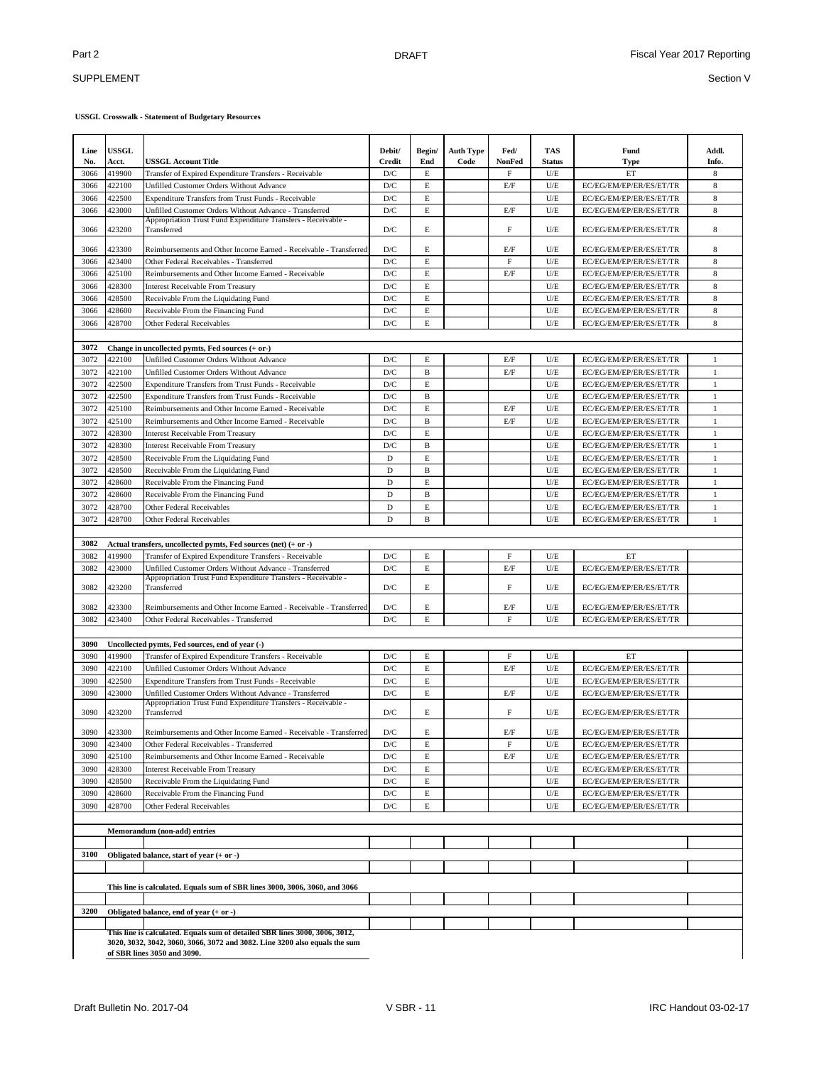**USSGL Crosswalk - Statement of Budgetary Resources**

| Line No. | USSGL Acct. | USSGL Account Title | Debit/ Credit | Begin/ End | Auth Type Code | Fed/ NonFed | TAS Status | Fund Type | Addl. Info. |
|---|---|---|---|---|---|---|---|---|---|
| 3066 | 419900 | Transfer of Expired Expenditure Transfers - Receivable | D/C | E | | F | U/E | ET | 8 |
| 3066 | 422100 | Unfilled Customer Orders Without Advance | D/C | E | | E/F | U/E | EC/EG/EM/EP/ER/ES/ET/TR | 8 |
| 3066 | 422500 | Expenditure Transfers from Trust Funds - Receivable | D/C | E | | | U/E | EC/EG/EM/EP/ER/ES/ET/TR | 8 |
| 3066 | 423000 | Unfilled Customer Orders Without Advance - Transferred | D/C | E | | E/F | U/E | EC/EG/EM/EP/ER/ES/ET/TR | 8 |
| 3066 | 423200 | Appropriation Trust Fund Expenditure Transfers - Receivable - Transferred | D/C | E | | F | U/E | EC/EG/EM/EP/ER/ES/ET/TR | 8 |
| 3066 | 423300 | Reimbursements and Other Income Earned - Receivable - Transferred | D/C | E | | E/F | U/E | EC/EG/EM/EP/ER/ES/ET/TR | 8 |
| 3066 | 423400 | Other Federal Receivables - Transferred | D/C | E | | F | U/E | EC/EG/EM/EP/ER/ES/ET/TR | 8 |
| 3066 | 425100 | Reimbursements and Other Income Earned - Receivable | D/C | E | | E/F | U/E | EC/EG/EM/EP/ER/ES/ET/TR | 8 |
| 3066 | 428300 | Interest Receivable From Treasury | D/C | E | | | U/E | EC/EG/EM/EP/ER/ES/ET/TR | 8 |
| 3066 | 428500 | Receivable From the Liquidating Fund | D/C | E | | | U/E | EC/EG/EM/EP/ER/ES/ET/TR | 8 |
| 3066 | 428600 | Receivable From the Financing Fund | D/C | E | | | U/E | EC/EG/EM/EP/ER/ES/ET/TR | 8 |
| 3066 | 428700 | Other Federal Receivables | D/C | E | | | U/E | EC/EG/EM/EP/ER/ES/ET/TR | 8 |
| | | | | | | | | | |
| **3072** | **Change in uncollected pymts, Fed sources (+ or-)** | | | | | | | | |
| 3072 | 422100 | Unfilled Customer Orders Without Advance | D/C | E | | E/F | U/E | EC/EG/EM/EP/ER/ES/ET/TR | 1 |
| 3072 | 422100 | Unfilled Customer Orders Without Advance | D/C | B | | E/F | U/E | EC/EG/EM/EP/ER/ES/ET/TR | 1 |
| 3072 | 422500 | Expenditure Transfers from Trust Funds - Receivable | D/C | E | | | U/E | EC/EG/EM/EP/ER/ES/ET/TR | 1 |
| 3072 | 422500 | Expenditure Transfers from Trust Funds - Receivable | D/C | B | | | U/E | EC/EG/EM/EP/ER/ES/ET/TR | 1 |
| 3072 | 425100 | Reimbursements and Other Income Earned - Receivable | D/C | E | | E/F | U/E | EC/EG/EM/EP/ER/ES/ET/TR | 1 |
| 3072 | 425100 | Reimbursements and Other Income Earned - Receivable | D/C | B | | E/F | U/E | EC/EG/EM/EP/ER/ES/ET/TR | 1 |
| 3072 | 428300 | Interest Receivable From Treasury | D/C | E | | | U/E | EC/EG/EM/EP/ER/ES/ET/TR | 1 |
| 3072 | 428300 | Interest Receivable From Treasury | D/C | B | | | U/E | EC/EG/EM/EP/ER/ES/ET/TR | 1 |
| 3072 | 428500 | Receivable From the Liquidating Fund | D | E | | | U/E | EC/EG/EM/EP/ER/ES/ET/TR | 1 |
| 3072 | 428500 | Receivable From the Liquidating Fund | D | B | | | U/E | EC/EG/EM/EP/ER/ES/ET/TR | 1 |
| 3072 | 428600 | Receivable From the Financing Fund | D | E | | | U/E | EC/EG/EM/EP/ER/ES/ET/TR | 1 |
| 3072 | 428600 | Receivable From the Financing Fund | D | B | | | U/E | EC/EG/EM/EP/ER/ES/ET/TR | 1 |
| 3072 | 428700 | Other Federal Receivables | D | E | | | U/E | EC/EG/EM/EP/ER/ES/ET/TR | 1 |
| 3072 | 428700 | Other Federal Receivables | D | B | | | U/E | EC/EG/EM/EP/ER/ES/ET/TR | 1 |
| | | | | | | | | | |
| **3082** | **Actual transfers, uncollected pymts, Fed sources (net) (+ or -)** | | | | | | | | |
| 3082 | 419900 | Transfer of Expired Expenditure Transfers - Receivable | D/C | E | | F | U/E | ET | |
| 3082 | 423000 | Unfilled Customer Orders Without Advance - Transferred | D/C | E | | E/F | U/E | EC/EG/EM/EP/ER/ES/ET/TR | |
| 3082 | 423200 | Appropriation Trust Fund Expenditure Transfers - Receivable - Transferred | D/C | E | | F | U/E | EC/EG/EM/EP/ER/ES/ET/TR | |
| 3082 | 423300 | Reimbursements and Other Income Earned - Receivable - Transferred | D/C | E | | E/F | U/E | EC/EG/EM/EP/ER/ES/ET/TR | |
| 3082 | 423400 | Other Federal Receivables - Transferred | D/C | E | | F | U/E | EC/EG/EM/EP/ER/ES/ET/TR | |
| | | | | | | | | | |
| **3090** | **Uncollected pymts, Fed sources, end of year (-)** | | | | | | | | |
| 3090 | 419900 | Transfer of Expired Expenditure Transfers - Receivable | D/C | E | | F | U/E | ET | |
| 3090 | 422100 | Unfilled Customer Orders Without Advance | D/C | E | | E/F | U/E | EC/EG/EM/EP/ER/ES/ET/TR | |
| 3090 | 422500 | Expenditure Transfers from Trust Funds - Receivable | D/C | E | | | U/E | EC/EG/EM/EP/ER/ES/ET/TR | |
| 3090 | 423000 | Unfilled Customer Orders Without Advance - Transferred | D/C | E | | E/F | U/E | EC/EG/EM/EP/ER/ES/ET/TR | |
| 3090 | 423200 | Appropriation Trust Fund Expenditure Transfers - Receivable - Transferred | D/C | E | | F | U/E | EC/EG/EM/EP/ER/ES/ET/TR | |
| 3090 | 423300 | Reimbursements and Other Income Earned - Receivable - Transferred | D/C | E | | E/F | U/E | EC/EG/EM/EP/ER/ES/ET/TR | |
| 3090 | 423400 | Other Federal Receivables - Transferred | D/C | E | | F | U/E | EC/EG/EM/EP/ER/ES/ET/TR | |
| 3090 | 425100 | Reimbursements and Other Income Earned - Receivable | D/C | E | | E/F | U/E | EC/EG/EM/EP/ER/ES/ET/TR | |
| 3090 | 428300 | Interest Receivable From Treasury | D/C | E | | | U/E | EC/EG/EM/EP/ER/ES/ET/TR | |
| 3090 | 428500 | Receivable From the Liquidating Fund | D/C | E | | | U/E | EC/EG/EM/EP/ER/ES/ET/TR | |
| 3090 | 428600 | Receivable From the Financing Fund | D/C | E | | | U/E | EC/EG/EM/EP/ER/ES/ET/TR | |
| 3090 | 428700 | Other Federal Receivables | D/C | E | | | U/E | EC/EG/EM/EP/ER/ES/ET/TR | |
| | | | | | | | | | |
| | **Memorandum (non-add) entries** | | | | | | | | |
| **3100** | **Obligated balance, start of year (+ or -)** | | | | | | | | |
| | **This line is calculated. Equals sum of SBR lines 3000, 3006, 3060, and 3066** | | | | | | | | |
| **3200** | **Obligated balance, end of year (+ or -)** | | | | | | | | |
| | **This line is calculated. Equals sum of detailed SBR lines 3000, 3006, 3012, 3020, 3032, 3042, 3060, 3066, 3072 and 3082. Line 3200 also equals the sum of SBR lines 3050 and 3090.** | | | | | | | | |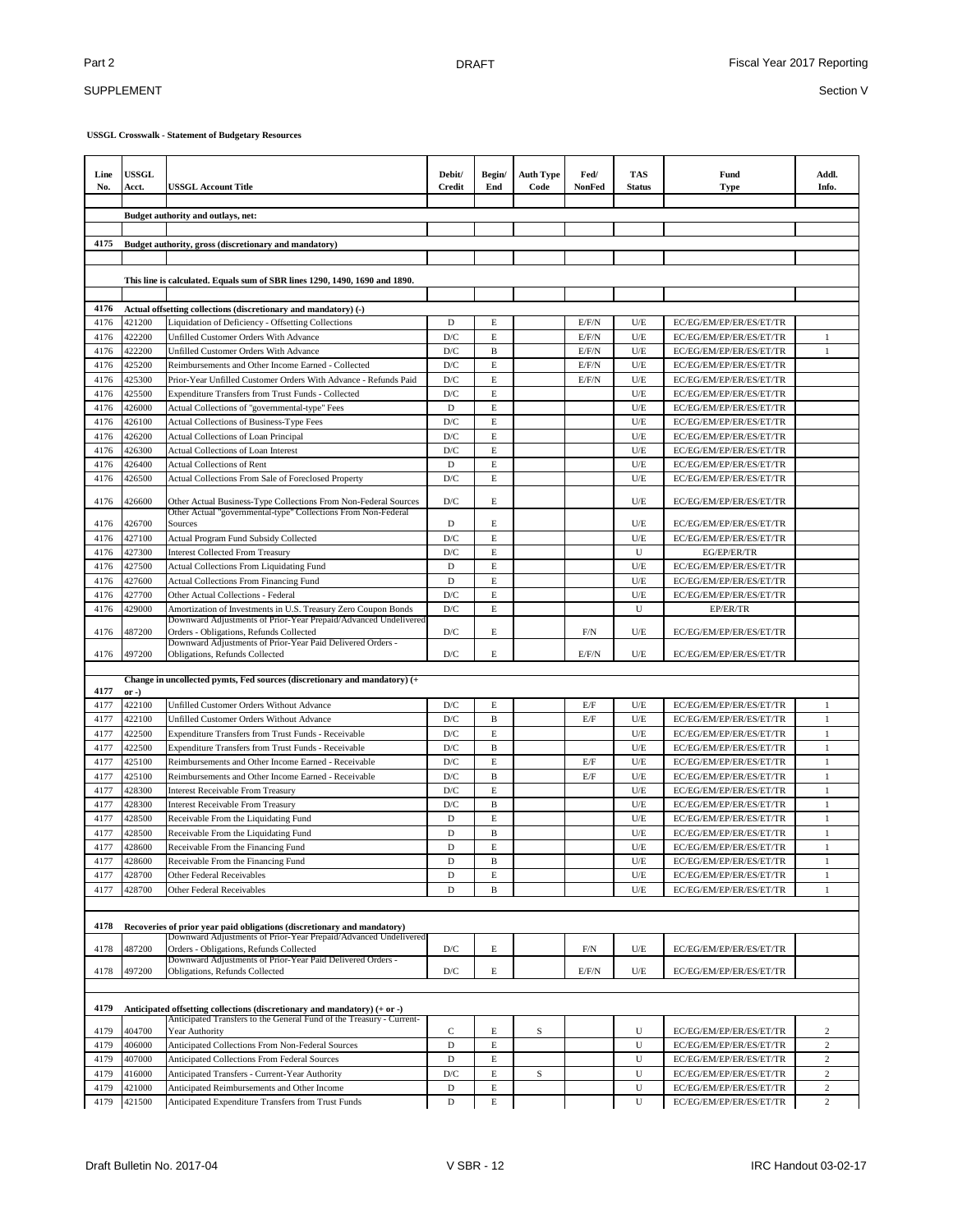**USSGL Crosswalk - Statement of Budgetary Resources**

| Line No. | USSGL Acct. | USSGL Account Title | Debit/ Credit | Begin/ End | Auth Type Code | Fed/ NonFed | TAS Status | Fund Type | Addl. Info. |
|---|---|---|---|---|---|---|---|---|---|
| | | **Budget authority and outlays, net:** | | | | | | | |
| **4175** | **Budget authority, gross (discretionary and mandatory)** | | | | | | | | |
| | | **This line is calculated. Equals sum of SBR lines 1290, 1490, 1690 and 1890.** | | | | | | | |
| **4176** | **Actual offsetting collections (discretionary and mandatory) (-)** | | | | | | | | |
| 4176 | 421200 | Liquidation of Deficiency - Offsetting Collections | D | E | | E/F/N | U/E | EC/EG/EM/EP/ER/ES/ET/TR | |
| 4176 | 422200 | Unfilled Customer Orders With Advance | D/C | E | | E/F/N | U/E | EC/EG/EM/EP/ER/ES/ET/TR | 1 |
| 4176 | 422200 | Unfilled Customer Orders With Advance | D/C | B | | E/F/N | U/E | EC/EG/EM/EP/ER/ES/ET/TR | 1 |
| 4176 | 425200 | Reimbursements and Other Income Earned - Collected | D/C | E | | E/F/N | U/E | EC/EG/EM/EP/ER/ES/ET/TR | |
| 4176 | 425300 | Prior-Year Unfilled Customer Orders With Advance - Refunds Paid | D/C | E | | E/F/N | U/E | EC/EG/EM/EP/ER/ES/ET/TR | |
| 4176 | 425500 | Expenditure Transfers from Trust Funds - Collected | D/C | E | | | U/E | EC/EG/EM/EP/ER/ES/ET/TR | |
| 4176 | 426000 | Actual Collections of "governmental-type" Fees | D | E | | | U/E | EC/EG/EM/EP/ER/ES/ET/TR | |
| 4176 | 426100 | Actual Collections of Business-Type Fees | D/C | E | | | U/E | EC/EG/EM/EP/ER/ES/ET/TR | |
| 4176 | 426200 | Actual Collections of Loan Principal | D/C | E | | | U/E | EC/EG/EM/EP/ER/ES/ET/TR | |
| 4176 | 426300 | Actual Collections of Loan Interest | D/C | E | | | U/E | EC/EG/EM/EP/ER/ES/ET/TR | |
| 4176 | 426400 | Actual Collections of Rent | D | E | | | U/E | EC/EG/EM/EP/ER/ES/ET/TR | |
| 4176 | 426500 | Actual Collections From Sale of Foreclosed Property | D/C | E | | | U/E | EC/EG/EM/EP/ER/ES/ET/TR | |
| 4176 | 426600 | Other Actual Business-Type Collections From Non-Federal Sources | D/C | E | | | U/E | EC/EG/EM/EP/ER/ES/ET/TR | |
| 4176 | 426700 | Other Actual "governmental-type" Collections From Non-Federal Sources | D | E | | | U/E | EC/EG/EM/EP/ER/ES/ET/TR | |
| 4176 | 427100 | Actual Program Fund Subsidy Collected | D/C | E | | | U/E | EC/EG/EM/EP/ER/ES/ET/TR | |
| 4176 | 427300 | Interest Collected From Treasury | D/C | E | | | U | EG/EP/ER/TR | |
| 4176 | 427500 | Actual Collections From Liquidating Fund | D | E | | | U/E | EC/EG/EM/EP/ER/ES/ET/TR | |
| 4176 | 427600 | Actual Collections From Financing Fund | D | E | | | U/E | EC/EG/EM/EP/ER/ES/ET/TR | |
| 4176 | 427700 | Other Actual Collections - Federal | D/C | E | | | U/E | EC/EG/EM/EP/ER/ES/ET/TR | |
| 4176 | 429000 | Amortization of Investments in U.S. Treasury Zero Coupon Bonds | D/C | E | | | U | EP/ER/TR | |
| 4176 | 487200 | Downward Adjustments of Prior-Year Prepaid/Advanced Undelivered Orders - Obligations, Refunds Collected | D/C | E | | F/N | U/E | EC/EG/EM/EP/ER/ES/ET/TR | |
| 4176 | 497200 | Downward Adjustments of Prior-Year Paid Delivered Orders - Obligations, Refunds Collected | D/C | E | | E/F/N | U/E | EC/EG/EM/EP/ER/ES/ET/TR | |
| **4177** | **Change in uncollected pymts, Fed sources (discretionary and mandatory) (+ or -)** | | | | | | | | |
| 4177 | 422100 | Unfilled Customer Orders Without Advance | D/C | E | | E/F | U/E | EC/EG/EM/EP/ER/ES/ET/TR | 1 |
| 4177 | 422100 | Unfilled Customer Orders Without Advance | D/C | B | | E/F | U/E | EC/EG/EM/EP/ER/ES/ET/TR | 1 |
| 4177 | 422500 | Expenditure Transfers from Trust Funds - Receivable | D/C | E | | | U/E | EC/EG/EM/EP/ER/ES/ET/TR | 1 |
| 4177 | 422500 | Expenditure Transfers from Trust Funds - Receivable | D/C | B | | | U/E | EC/EG/EM/EP/ER/ES/ET/TR | 1 |
| 4177 | 425100 | Reimbursements and Other Income Earned - Receivable | D/C | E | | E/F | U/E | EC/EG/EM/EP/ER/ES/ET/TR | 1 |
| 4177 | 425100 | Reimbursements and Other Income Earned - Receivable | D/C | B | | E/F | U/E | EC/EG/EM/EP/ER/ES/ET/TR | 1 |
| 4177 | 428300 | Interest Receivable From Treasury | D/C | E | | | U/E | EC/EG/EM/EP/ER/ES/ET/TR | 1 |
| 4177 | 428300 | Interest Receivable From Treasury | D/C | B | | | U/E | EC/EG/EM/EP/ER/ES/ET/TR | 1 |
| 4177 | 428500 | Receivable From the Liquidating Fund | D | E | | | U/E | EC/EG/EM/EP/ER/ES/ET/TR | 1 |
| 4177 | 428500 | Receivable From the Liquidating Fund | D | B | | | U/E | EC/EG/EM/EP/ER/ES/ET/TR | 1 |
| 4177 | 428600 | Receivable From the Financing Fund | D | E | | | U/E | EC/EG/EM/EP/ER/ES/ET/TR | 1 |
| 4177 | 428600 | Receivable From the Financing Fund | D | B | | | U/E | EC/EG/EM/EP/ER/ES/ET/TR | 1 |
| 4177 | 428700 | Other Federal Receivables | D | E | | | U/E | EC/EG/EM/EP/ER/ES/ET/TR | 1 |
| 4177 | 428700 | Other Federal Receivables | D | B | | | U/E | EC/EG/EM/EP/ER/ES/ET/TR | 1 |
| **4178** | **Recoveries of prior year paid obligations (discretionary and mandatory)** | | | | | | | | |
| 4178 | 487200 | Downward Adjustments of Prior-Year Prepaid/Advanced Undelivered Orders - Obligations, Refunds Collected | D/C | E | | F/N | U/E | EC/EG/EM/EP/ER/ES/ET/TR | |
| 4178 | 497200 | Downward Adjustments of Prior-Year Paid Delivered Orders - Obligations, Refunds Collected | D/C | E | | E/F/N | U/E | EC/EG/EM/EP/ER/ES/ET/TR | |
| **4179** | **Anticipated offsetting collections (discretionary and mandatory) (+ or -)** | | | | | | | | |
| 4179 | 404700 | Anticipated Transfers to the General Fund of the Treasury - Current-Year Authority | C | E | S | | U | EC/EG/EM/EP/ER/ES/ET/TR | 2 |
| 4179 | 406000 | Anticipated Collections From Non-Federal Sources | D | E | | | U | EC/EG/EM/EP/ER/ES/ET/TR | 2 |
| 4179 | 407000 | Anticipated Collections From Federal Sources | D | E | | | U | EC/EG/EM/EP/ER/ES/ET/TR | 2 |
| 4179 | 416000 | Anticipated Transfers - Current-Year Authority | D/C | E | S | | U | EC/EG/EM/EP/ER/ES/ET/TR | 2 |
| 4179 | 421000 | Anticipated Reimbursements and Other Income | D | E | | | U | EC/EG/EM/EP/ER/ES/ET/TR | 2 |
| 4179 | 421500 | Anticipated Expenditure Transfers from Trust Funds | D | E | | | U | EC/EG/EM/EP/ER/ES/ET/TR | 2 |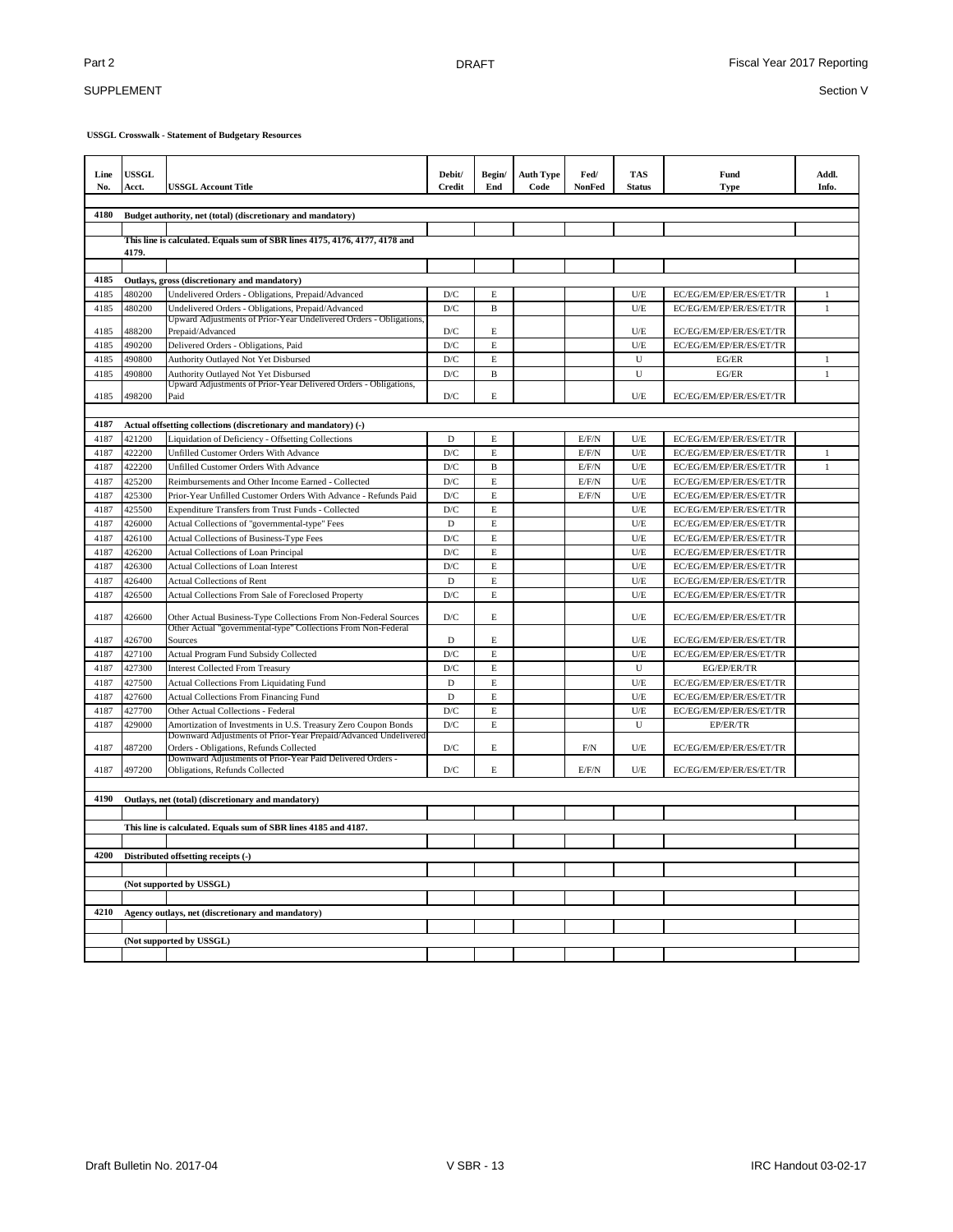**USSGL Crosswalk - Statement of Budgetary Resources**

| Line No. | USSGL Acct. | USSGL Account Title | Debit/ Credit | Begin/ End | Auth Type Code | Fed/ NonFed | TAS Status | Fund Type | Addl. Info. |
|---|---|---|---|---|---|---|---|---|---|
| **4180** | **Budget authority, net (total) (discretionary and mandatory)** | | | | | | | | |
| | **This line is calculated. Equals sum of SBR lines 4175, 4176, 4177, 4178 and 4179.** | | | | | | | | |
| **4185** | **Outlays, gross (discretionary and mandatory)** | | | | | | | | |
| 4185 | 480200 | Undelivered Orders - Obligations, Prepaid/Advanced | D/C | E | | | U/E | EC/EG/EM/EP/ER/ES/ET/TR | 1 |
| 4185 | 480200 | Undelivered Orders - Obligations, Prepaid/Advanced | D/C | B | | | U/E | EC/EG/EM/EP/ER/ES/ET/TR | 1 |
| 4185 | 488200 | Upward Adjustments of Prior-Year Undelivered Orders - Obligations, Prepaid/Advanced | D/C | E | | | U/E | EC/EG/EM/EP/ER/ES/ET/TR | |
| 4185 | 490200 | Delivered Orders - Obligations, Paid | D/C | E | | | U/E | EC/EG/EM/EP/ER/ES/ET/TR | |
| 4185 | 490800 | Authority Outlayed Not Yet Disbursed | D/C | E | | | U | EG/ER | 1 |
| 4185 | 490800 | Authority Outlayed Not Yet Disbursed | D/C | B | | | U | EG/ER | 1 |
| 4185 | 498200 | Upward Adjustments of Prior-Year Delivered Orders - Obligations, Paid | D/C | E | | | U/E | EC/EG/EM/EP/ER/ES/ET/TR | |
| **4187** | **Actual offsetting collections (discretionary and mandatory) (-)** | | | | | | | | |
| 4187 | 421200 | Liquidation of Deficiency - Offsetting Collections | D | E | | E/F/N | U/E | EC/EG/EM/EP/ER/ES/ET/TR | |
| 4187 | 422200 | Unfilled Customer Orders With Advance | D/C | E | | E/F/N | U/E | EC/EG/EM/EP/ER/ES/ET/TR | 1 |
| 4187 | 422200 | Unfilled Customer Orders With Advance | D/C | B | | E/F/N | U/E | EC/EG/EM/EP/ER/ES/ET/TR | 1 |
| 4187 | 425200 | Reimbursements and Other Income Earned - Collected | D/C | E | | E/F/N | U/E | EC/EG/EM/EP/ER/ES/ET/TR | |
| 4187 | 425300 | Prior-Year Unfilled Customer Orders With Advance - Refunds Paid | D/C | E | | E/F/N | U/E | EC/EG/EM/EP/ER/ES/ET/TR | |
| 4187 | 425500 | Expenditure Transfers from Trust Funds - Collected | D/C | E | | | U/E | EC/EG/EM/EP/ER/ES/ET/TR | |
| 4187 | 426000 | Actual Collections of "governmental-type" Fees | D | E | | | U/E | EC/EG/EM/EP/ER/ES/ET/TR | |
| 4187 | 426100 | Actual Collections of Business-Type Fees | D/C | E | | | U/E | EC/EG/EM/EP/ER/ES/ET/TR | |
| 4187 | 426200 | Actual Collections of Loan Principal | D/C | E | | | U/E | EC/EG/EM/EP/ER/ES/ET/TR | |
| 4187 | 426300 | Actual Collections of Loan Interest | D/C | E | | | U/E | EC/EG/EM/EP/ER/ES/ET/TR | |
| 4187 | 426400 | Actual Collections of Rent | D | E | | | U/E | EC/EG/EM/EP/ER/ES/ET/TR | |
| 4187 | 426500 | Actual Collections From Sale of Foreclosed Property | D/C | E | | | U/E | EC/EG/EM/EP/ER/ES/ET/TR | |
| 4187 | 426600 | Other Actual Business-Type Collections From Non-Federal Sources | D/C | E | | | U/E | EC/EG/EM/EP/ER/ES/ET/TR | |
| 4187 | 426700 | Other Actual "governmental-type" Collections From Non-Federal Sources | D | E | | | U/E | EC/EG/EM/EP/ER/ES/ET/TR | |
| 4187 | 427100 | Actual Program Fund Subsidy Collected | D/C | E | | | U/E | EC/EG/EM/EP/ER/ES/ET/TR | |
| 4187 | 427300 | Interest Collected From Treasury | D/C | E | | | U | EG/EP/ER/TR | |
| 4187 | 427500 | Actual Collections From Liquidating Fund | D | E | | | U/E | EC/EG/EM/EP/ER/ES/ET/TR | |
| 4187 | 427600 | Actual Collections From Financing Fund | D | E | | | U/E | EC/EG/EM/EP/ER/ES/ET/TR | |
| 4187 | 427700 | Other Actual Collections - Federal | D/C | E | | | U/E | EC/EG/EM/EP/ER/ES/ET/TR | |
| 4187 | 429000 | Amortization of Investments in U.S. Treasury Zero Coupon Bonds | D/C | E | | | U | EP/ER/TR | |
| 4187 | 487200 | Downward Adjustments of Prior-Year Prepaid/Advanced Undelivered Orders - Obligations, Refunds Collected | D/C | E | | F/N | U/E | EC/EG/EM/EP/ER/ES/ET/TR | |
| 4187 | 497200 | Downward Adjustments of Prior-Year Paid Delivered Orders - Obligations, Refunds Collected | D/C | E | | E/F/N | U/E | EC/EG/EM/EP/ER/ES/ET/TR | |
| **4190** | **Outlays, net (total) (discretionary and mandatory)** | | | | | | | | |
| | **This line is calculated. Equals sum of SBR lines 4185 and 4187.** | | | | | | | | |
| **4200** | **Distributed offsetting receipts (-)** | | | | | | | | |
| | **(Not supported by USSGL)** | | | | | | | | |
| **4210** | **Agency outlays, net (discretionary and mandatory)** | | | | | | | | |
| | **(Not supported by USSGL)** | | | | | | | | |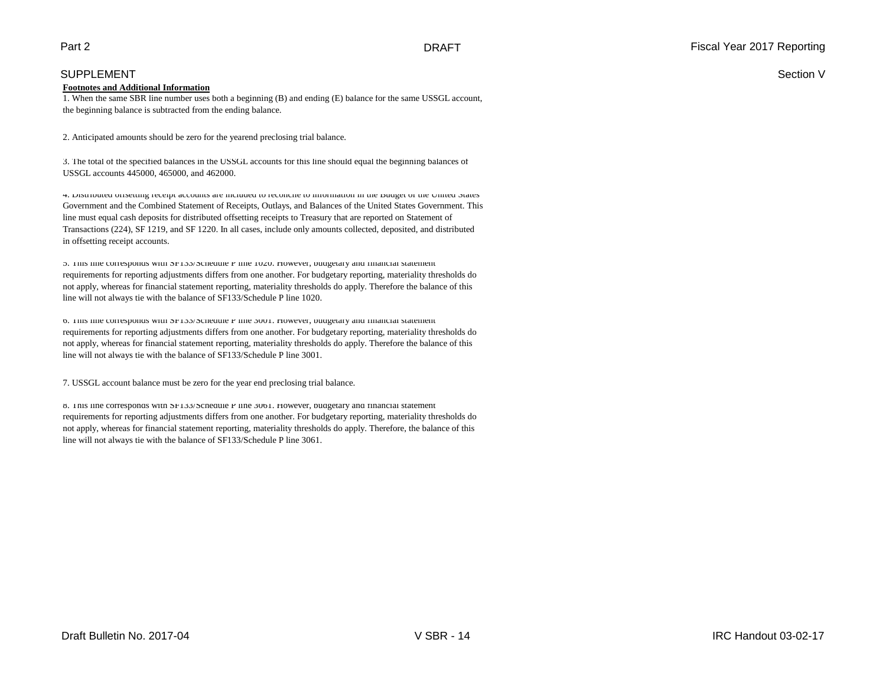**Footnotes and Additional Information**

1. When the same SBR line number uses both a beginning (B) and ending (E) balance for the same USSGL account, the beginning balance is subtracted from the ending balance.

2. Anticipated amounts should be zero for the yearend preclosing trial balance.

3. The total of the specified balances in the USSGL accounts for this line should equal the beginning balances of USSGL accounts 445000, 465000, and 462000.

4. Distributed offsetting receipt accounts are included to reconcile to information in the Budget of the United States Government and the Combined Statement of Receipts, Outlays, and Balances of the United States Government. This line must equal cash deposits for distributed offsetting receipts to Treasury that are reported on Statement of Transactions (224), SF 1219, and SF 1220. In all cases, include only amounts collected, deposited, and distributed in offsetting receipt accounts.

5. This line corresponds with SF133/Schedule P line 1020. However, budgetary and financial statement requirements for reporting adjustments differs from one another. For budgetary reporting, materiality thresholds do not apply, whereas for financial statement reporting, materiality thresholds do apply. Therefore the balance of this line will not always tie with the balance of SF133/Schedule P line 1020.

6. This line corresponds with SF133/Schedule P line 3001. However, budgetary and financial statement requirements for reporting adjustments differs from one another. For budgetary reporting, materiality thresholds do not apply, whereas for financial statement reporting, materiality thresholds do apply. Therefore the balance of this line will not always tie with the balance of SF133/Schedule P line 3001.

7. USSGL account balance must be zero for the year end preclosing trial balance.

8. This line corresponds with SF133/Schedule P line 3061. However, budgetary and financial statement requirements for reporting adjustments differs from one another. For budgetary reporting, materiality thresholds do not apply, whereas for financial statement reporting, materiality thresholds do apply. Therefore, the balance of this line will not always tie with the balance of SF133/Schedule P line 3061.